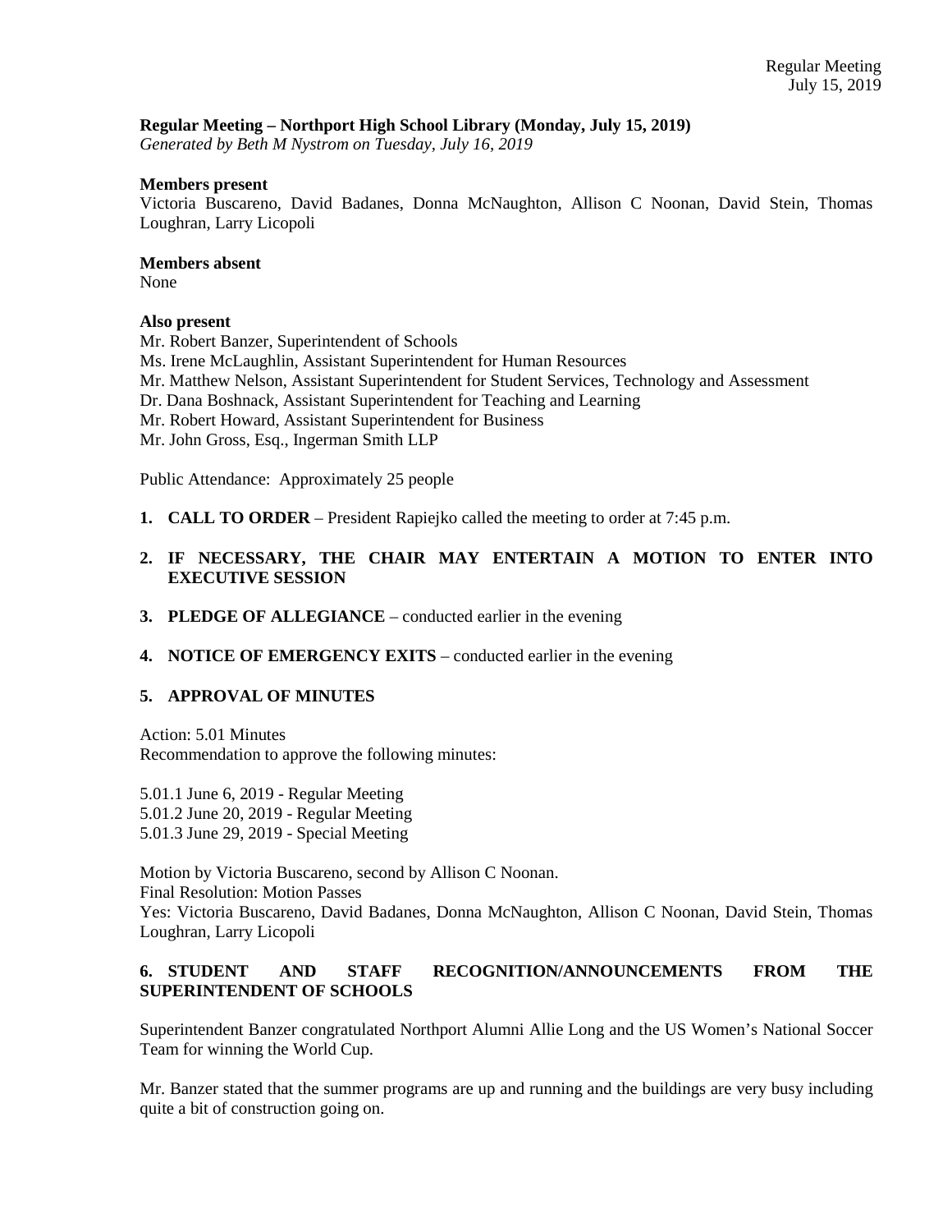**Regular Meeting – Northport High School Library (Monday, July 15, 2019)**
*Generated by Beth M Nystrom on Tuesday, July 16, 2019*

**Members present**
Victoria Buscareno, David Badanes, Donna McNaughton, Allison C Noonan, David Stein, Thomas Loughran, Larry Licopoli

**Members absent**
None

**Also present**
Mr. Robert Banzer, Superintendent of Schools
Ms. Irene McLaughlin, Assistant Superintendent for Human Resources
Mr. Matthew Nelson, Assistant Superintendent for Student Services, Technology and Assessment
Dr. Dana Boshnack, Assistant Superintendent for Teaching and Learning
Mr. Robert Howard, Assistant Superintendent for Business
Mr. John Gross, Esq., Ingerman Smith LLP

Public Attendance: Approximately 25 people

1. **CALL TO ORDER** – President Rapiejko called the meeting to order at 7:45 p.m.

2. **IF NECESSARY, THE CHAIR MAY ENTERTAIN A MOTION TO ENTER INTO EXECUTIVE SESSION**

3. **PLEDGE OF ALLEGIANCE** – conducted earlier in the evening

4. **NOTICE OF EMERGENCY EXITS** – conducted earlier in the evening

5. **APPROVAL OF MINUTES**

Action: 5.01 Minutes
Recommendation to approve the following minutes:

5.01.1 June 6, 2019 - Regular Meeting
5.01.2 June 20, 2019 - Regular Meeting
5.01.3 June 29, 2019 - Special Meeting

Motion by Victoria Buscareno, second by Allison C Noonan.
Final Resolution: Motion Passes
Yes: Victoria Buscareno, David Badanes, Donna McNaughton, Allison C Noonan, David Stein, Thomas Loughran, Larry Licopoli

6. **STUDENT AND STAFF RECOGNITION/ANNOUNCEMENTS FROM THE SUPERINTENDENT OF SCHOOLS**

Superintendent Banzer congratulated Northport Alumni Allie Long and the US Women's National Soccer Team for winning the World Cup.

Mr. Banzer stated that the summer programs are up and running and the buildings are very busy including quite a bit of construction going on.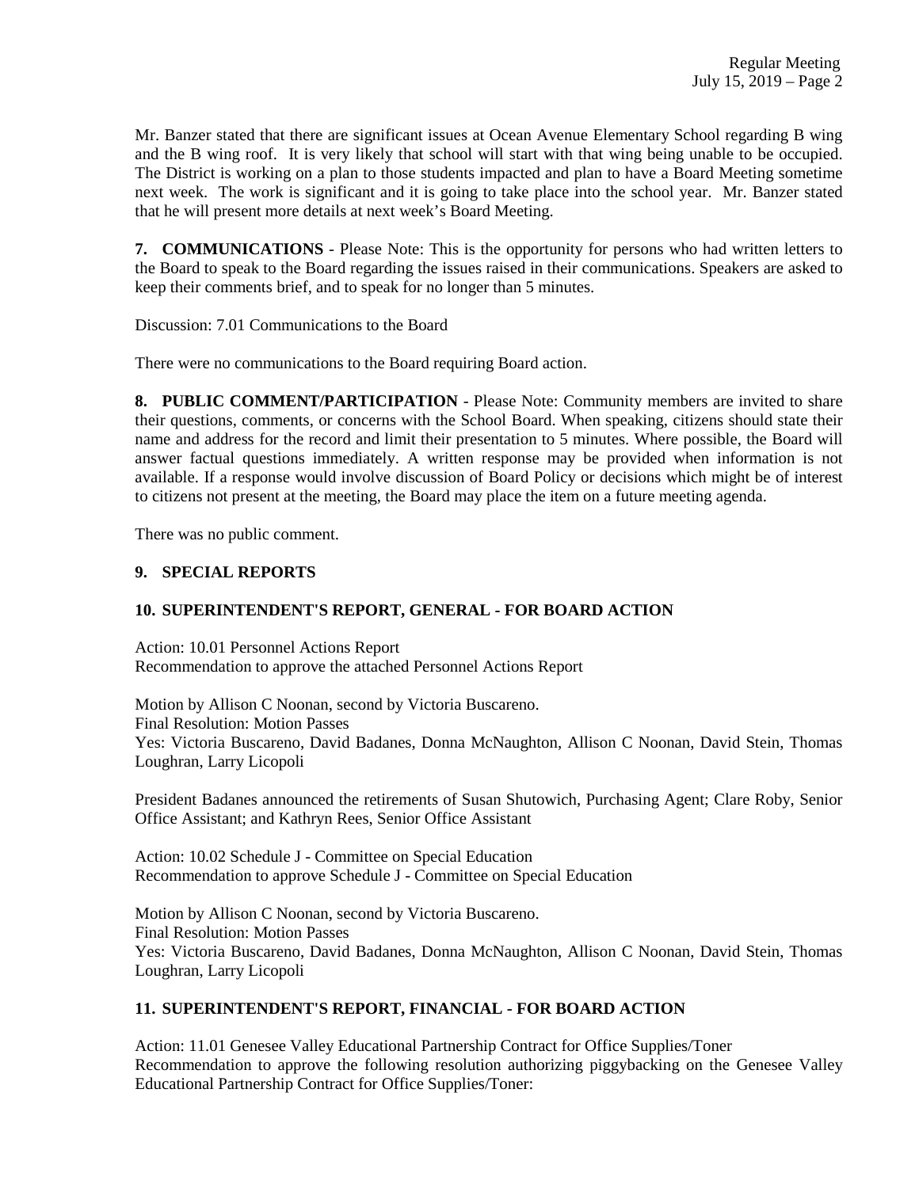Mr. Banzer stated that there are significant issues at Ocean Avenue Elementary School regarding B wing and the B wing roof. It is very likely that school will start with that wing being unable to be occupied. The District is working on a plan to those students impacted and plan to have a Board Meeting sometime next week. The work is significant and it is going to take place into the school year. Mr. Banzer stated that he will present more details at next week's Board Meeting.

**7. COMMUNICATIONS** - Please Note: This is the opportunity for persons who had written letters to the Board to speak to the Board regarding the issues raised in their communications. Speakers are asked to keep their comments brief, and to speak for no longer than 5 minutes.

Discussion: 7.01 Communications to the Board

There were no communications to the Board requiring Board action.

**8. PUBLIC COMMENT/PARTICIPATION** - Please Note: Community members are invited to share their questions, comments, or concerns with the School Board. When speaking, citizens should state their name and address for the record and limit their presentation to 5 minutes. Where possible, the Board will answer factual questions immediately. A written response may be provided when information is not available. If a response would involve discussion of Board Policy or decisions which might be of interest to citizens not present at the meeting, the Board may place the item on a future meeting agenda.

There was no public comment.

**9. SPECIAL REPORTS**

**10. SUPERINTENDENT'S REPORT, GENERAL - FOR BOARD ACTION**

Action: 10.01 Personnel Actions Report
Recommendation to approve the attached Personnel Actions Report

Motion by Allison C Noonan, second by Victoria Buscareno.
Final Resolution: Motion Passes
Yes: Victoria Buscareno, David Badanes, Donna McNaughton, Allison C Noonan, David Stein, Thomas Loughran, Larry Licopoli

President Badanes announced the retirements of Susan Shutowich, Purchasing Agent; Clare Roby, Senior Office Assistant; and Kathryn Rees, Senior Office Assistant

Action: 10.02 Schedule J - Committee on Special Education
Recommendation to approve Schedule J - Committee on Special Education

Motion by Allison C Noonan, second by Victoria Buscareno.
Final Resolution: Motion Passes
Yes: Victoria Buscareno, David Badanes, Donna McNaughton, Allison C Noonan, David Stein, Thomas Loughran, Larry Licopoli

**11. SUPERINTENDENT'S REPORT, FINANCIAL - FOR BOARD ACTION**

Action: 11.01 Genesee Valley Educational Partnership Contract for Office Supplies/Toner
Recommendation to approve the following resolution authorizing piggybacking on the Genesee Valley Educational Partnership Contract for Office Supplies/Toner: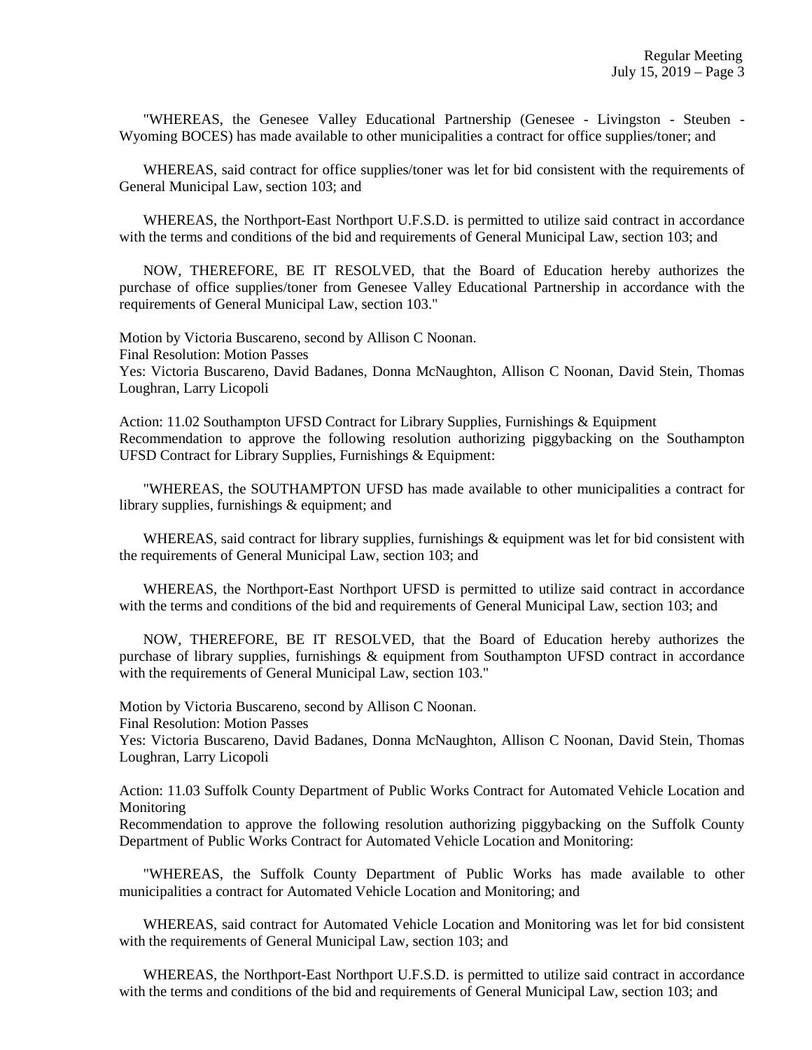"WHEREAS, the Genesee Valley Educational Partnership (Genesee - Livingston - Steuben - Wyoming BOCES) has made available to other municipalities a contract for office supplies/toner; and

WHEREAS, said contract for office supplies/toner was let for bid consistent with the requirements of General Municipal Law, section 103; and

WHEREAS, the Northport-East Northport U.F.S.D. is permitted to utilize said contract in accordance with the terms and conditions of the bid and requirements of General Municipal Law, section 103; and

NOW, THEREFORE, BE IT RESOLVED, that the Board of Education hereby authorizes the purchase of office supplies/toner from Genesee Valley Educational Partnership in accordance with the requirements of General Municipal Law, section 103."

Motion by Victoria Buscareno, second by Allison C Noonan.
Final Resolution: Motion Passes
Yes: Victoria Buscareno, David Badanes, Donna McNaughton, Allison C Noonan, David Stein, Thomas Loughran, Larry Licopoli

Action: 11.02 Southampton UFSD Contract for Library Supplies, Furnishings & Equipment
Recommendation to approve the following resolution authorizing piggybacking on the Southampton UFSD Contract for Library Supplies, Furnishings & Equipment:

"WHEREAS, the SOUTHAMPTON UFSD has made available to other municipalities a contract for library supplies, furnishings & equipment; and

WHEREAS, said contract for library supplies, furnishings & equipment was let for bid consistent with the requirements of General Municipal Law, section 103; and

WHEREAS, the Northport-East Northport UFSD is permitted to utilize said contract in accordance with the terms and conditions of the bid and requirements of General Municipal Law, section 103; and

NOW, THEREFORE, BE IT RESOLVED, that the Board of Education hereby authorizes the purchase of library supplies, furnishings & equipment from Southampton UFSD contract in accordance with the requirements of General Municipal Law, section 103."

Motion by Victoria Buscareno, second by Allison C Noonan.
Final Resolution: Motion Passes
Yes: Victoria Buscareno, David Badanes, Donna McNaughton, Allison C Noonan, David Stein, Thomas Loughran, Larry Licopoli

Action: 11.03 Suffolk County Department of Public Works Contract for Automated Vehicle Location and Monitoring
Recommendation to approve the following resolution authorizing piggybacking on the Suffolk County Department of Public Works Contract for Automated Vehicle Location and Monitoring:

"WHEREAS, the Suffolk County Department of Public Works has made available to other municipalities a contract for Automated Vehicle Location and Monitoring; and

WHEREAS, said contract for Automated Vehicle Location and Monitoring was let for bid consistent with the requirements of General Municipal Law, section 103; and

WHEREAS, the Northport-East Northport U.F.S.D. is permitted to utilize said contract in accordance with the terms and conditions of the bid and requirements of General Municipal Law, section 103; and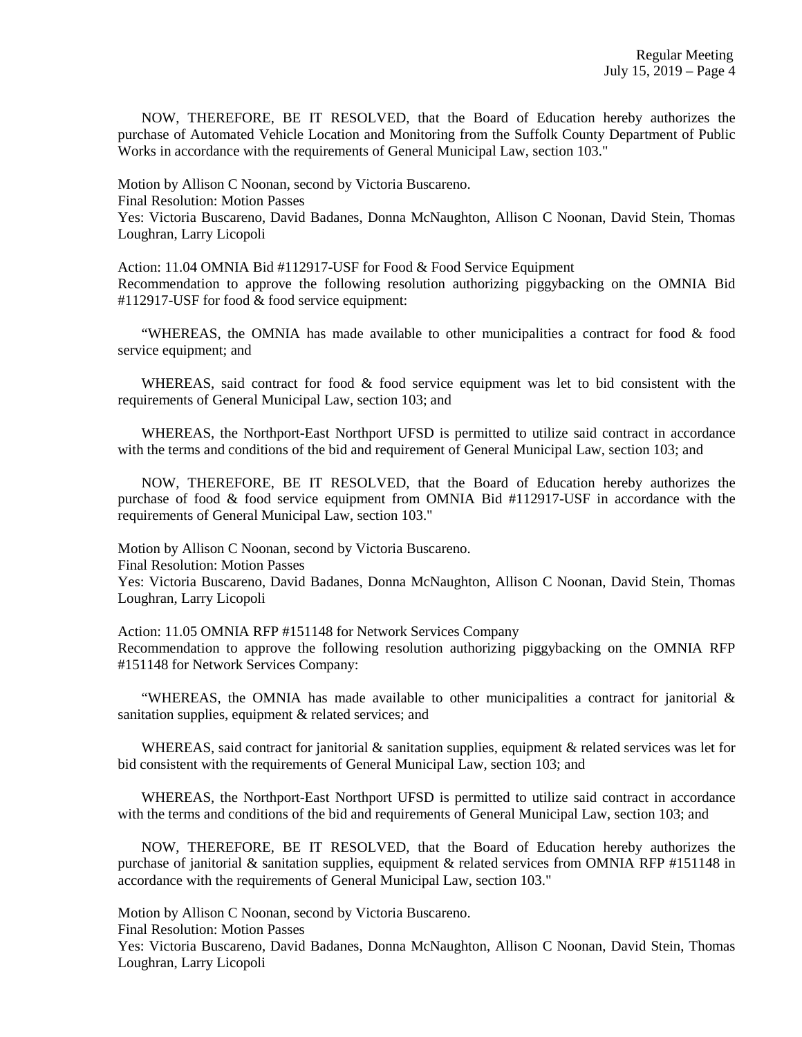NOW, THEREFORE, BE IT RESOLVED, that the Board of Education hereby authorizes the purchase of Automated Vehicle Location and Monitoring from the Suffolk County Department of Public Works in accordance with the requirements of General Municipal Law, section 103."

Motion by Allison C Noonan, second by Victoria Buscareno.
Final Resolution: Motion Passes
Yes: Victoria Buscareno, David Badanes, Donna McNaughton, Allison C Noonan, David Stein, Thomas Loughran, Larry Licopoli

Action: 11.04 OMNIA Bid #112917-USF for Food & Food Service Equipment
Recommendation to approve the following resolution authorizing piggybacking on the OMNIA Bid #112917-USF for food & food service equipment:

"WHEREAS, the OMNIA has made available to other municipalities a contract for food & food service equipment; and

WHEREAS, said contract for food & food service equipment was let to bid consistent with the requirements of General Municipal Law, section 103; and

WHEREAS, the Northport-East Northport UFSD is permitted to utilize said contract in accordance with the terms and conditions of the bid and requirement of General Municipal Law, section 103; and

NOW, THEREFORE, BE IT RESOLVED, that the Board of Education hereby authorizes the purchase of food & food service equipment from OMNIA Bid #112917-USF in accordance with the requirements of General Municipal Law, section 103."

Motion by Allison C Noonan, second by Victoria Buscareno.
Final Resolution: Motion Passes
Yes: Victoria Buscareno, David Badanes, Donna McNaughton, Allison C Noonan, David Stein, Thomas Loughran, Larry Licopoli

Action: 11.05 OMNIA RFP #151148 for Network Services Company
Recommendation to approve the following resolution authorizing piggybacking on the OMNIA RFP #151148 for Network Services Company:

"WHEREAS, the OMNIA has made available to other municipalities a contract for janitorial & sanitation supplies, equipment & related services; and

WHEREAS, said contract for janitorial & sanitation supplies, equipment & related services was let for bid consistent with the requirements of General Municipal Law, section 103; and

WHEREAS, the Northport-East Northport UFSD is permitted to utilize said contract in accordance with the terms and conditions of the bid and requirements of General Municipal Law, section 103; and

NOW, THEREFORE, BE IT RESOLVED, that the Board of Education hereby authorizes the purchase of janitorial & sanitation supplies, equipment & related services from OMNIA RFP #151148 in accordance with the requirements of General Municipal Law, section 103."

Motion by Allison C Noonan, second by Victoria Buscareno.
Final Resolution: Motion Passes
Yes: Victoria Buscareno, David Badanes, Donna McNaughton, Allison C Noonan, David Stein, Thomas Loughran, Larry Licopoli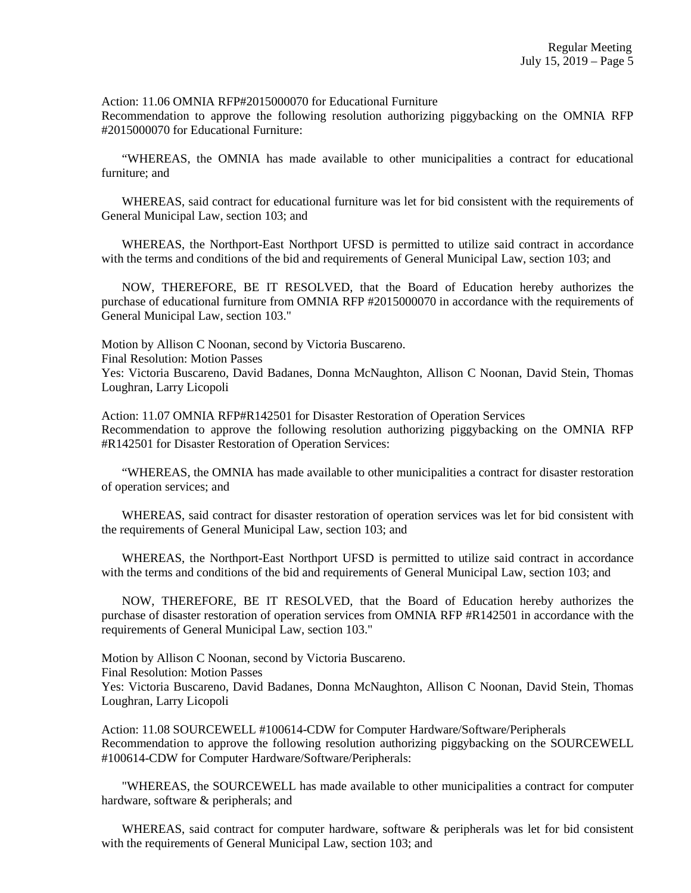Action: 11.06 OMNIA RFP#2015000070 for Educational Furniture
Recommendation to approve the following resolution authorizing piggybacking on the OMNIA RFP #2015000070 for Educational Furniture:

"WHEREAS, the OMNIA has made available to other municipalities a contract for educational furniture; and

WHEREAS, said contract for educational furniture was let for bid consistent with the requirements of General Municipal Law, section 103; and

WHEREAS, the Northport-East Northport UFSD is permitted to utilize said contract in accordance with the terms and conditions of the bid and requirements of General Municipal Law, section 103; and

NOW, THEREFORE, BE IT RESOLVED, that the Board of Education hereby authorizes the purchase of educational furniture from OMNIA RFP #2015000070 in accordance with the requirements of General Municipal Law, section 103."

Motion by Allison C Noonan, second by Victoria Buscareno.
Final Resolution: Motion Passes
Yes: Victoria Buscareno, David Badanes, Donna McNaughton, Allison C Noonan, David Stein, Thomas Loughran, Larry Licopoli

Action: 11.07 OMNIA RFP#R142501 for Disaster Restoration of Operation Services
Recommendation to approve the following resolution authorizing piggybacking on the OMNIA RFP #R142501 for Disaster Restoration of Operation Services:

"WHEREAS, the OMNIA has made available to other municipalities a contract for disaster restoration of operation services; and

WHEREAS, said contract for disaster restoration of operation services was let for bid consistent with the requirements of General Municipal Law, section 103; and

WHEREAS, the Northport-East Northport UFSD is permitted to utilize said contract in accordance with the terms and conditions of the bid and requirements of General Municipal Law, section 103; and

NOW, THEREFORE, BE IT RESOLVED, that the Board of Education hereby authorizes the purchase of disaster restoration of operation services from OMNIA RFP #R142501 in accordance with the requirements of General Municipal Law, section 103."

Motion by Allison C Noonan, second by Victoria Buscareno.
Final Resolution: Motion Passes
Yes: Victoria Buscareno, David Badanes, Donna McNaughton, Allison C Noonan, David Stein, Thomas Loughran, Larry Licopoli

Action: 11.08 SOURCEWELL #100614-CDW for Computer Hardware/Software/Peripherals
Recommendation to approve the following resolution authorizing piggybacking on the SOURCEWELL #100614-CDW for Computer Hardware/Software/Peripherals:

"WHEREAS, the SOURCEWELL has made available to other municipalities a contract for computer hardware, software & peripherals; and

WHEREAS, said contract for computer hardware, software & peripherals was let for bid consistent with the requirements of General Municipal Law, section 103; and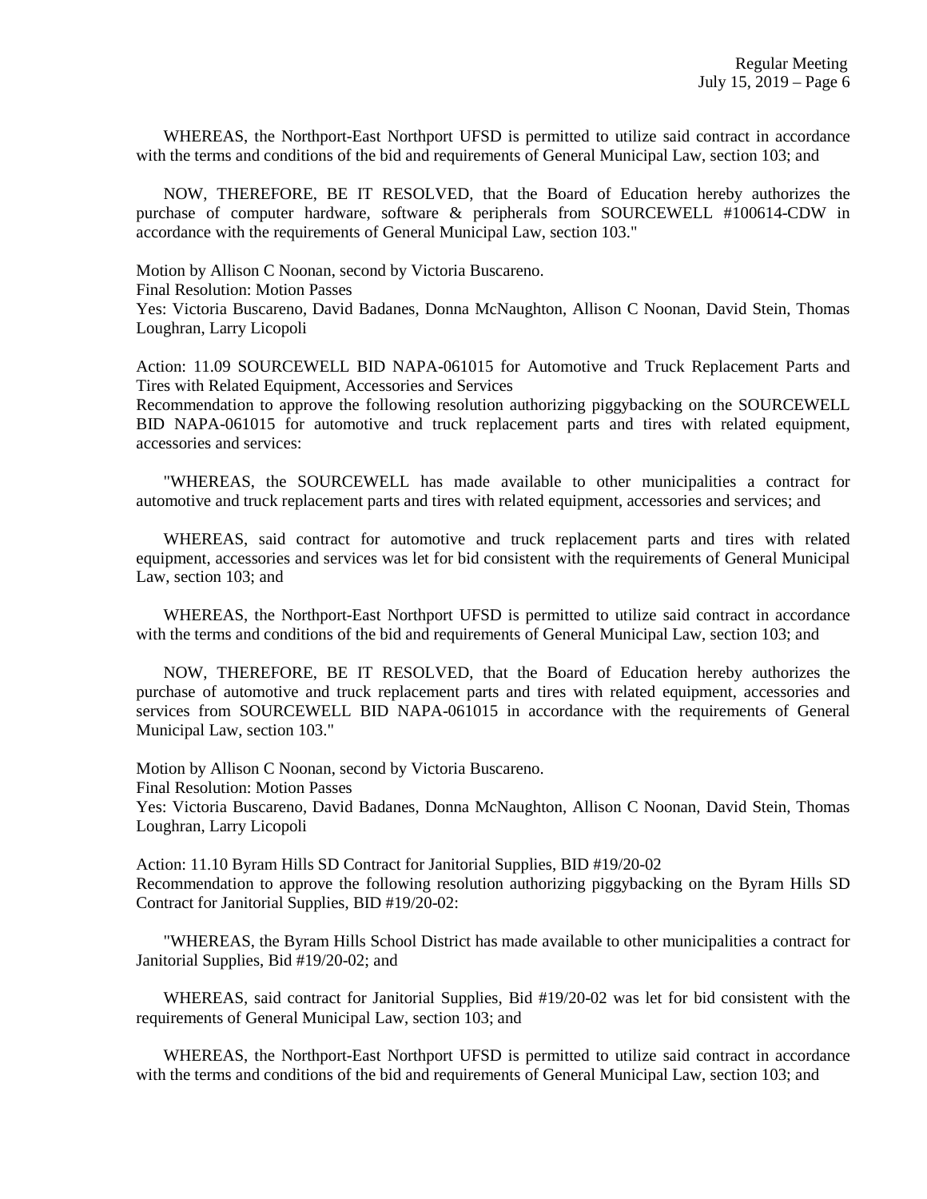WHEREAS, the Northport-East Northport UFSD is permitted to utilize said contract in accordance with the terms and conditions of the bid and requirements of General Municipal Law, section 103; and

NOW, THEREFORE, BE IT RESOLVED, that the Board of Education hereby authorizes the purchase of computer hardware, software & peripherals from SOURCEWELL #100614-CDW in accordance with the requirements of General Municipal Law, section 103."

Motion by Allison C Noonan, second by Victoria Buscareno.
Final Resolution: Motion Passes
Yes: Victoria Buscareno, David Badanes, Donna McNaughton, Allison C Noonan, David Stein, Thomas Loughran, Larry Licopoli

Action: 11.09 SOURCEWELL BID NAPA-061015 for Automotive and Truck Replacement Parts and Tires with Related Equipment, Accessories and Services
Recommendation to approve the following resolution authorizing piggybacking on the SOURCEWELL BID NAPA-061015 for automotive and truck replacement parts and tires with related equipment, accessories and services:

"WHEREAS, the SOURCEWELL has made available to other municipalities a contract for automotive and truck replacement parts and tires with related equipment, accessories and services; and

WHEREAS, said contract for automotive and truck replacement parts and tires with related equipment, accessories and services was let for bid consistent with the requirements of General Municipal Law, section 103; and

WHEREAS, the Northport-East Northport UFSD is permitted to utilize said contract in accordance with the terms and conditions of the bid and requirements of General Municipal Law, section 103; and

NOW, THEREFORE, BE IT RESOLVED, that the Board of Education hereby authorizes the purchase of automotive and truck replacement parts and tires with related equipment, accessories and services from SOURCEWELL BID NAPA-061015 in accordance with the requirements of General Municipal Law, section 103."

Motion by Allison C Noonan, second by Victoria Buscareno.
Final Resolution: Motion Passes
Yes: Victoria Buscareno, David Badanes, Donna McNaughton, Allison C Noonan, David Stein, Thomas Loughran, Larry Licopoli

Action: 11.10 Byram Hills SD Contract for Janitorial Supplies, BID #19/20-02
Recommendation to approve the following resolution authorizing piggybacking on the Byram Hills SD Contract for Janitorial Supplies, BID #19/20-02:

"WHEREAS, the Byram Hills School District has made available to other municipalities a contract for Janitorial Supplies, Bid #19/20-02; and

WHEREAS, said contract for Janitorial Supplies, Bid #19/20-02 was let for bid consistent with the requirements of General Municipal Law, section 103; and

WHEREAS, the Northport-East Northport UFSD is permitted to utilize said contract in accordance with the terms and conditions of the bid and requirements of General Municipal Law, section 103; and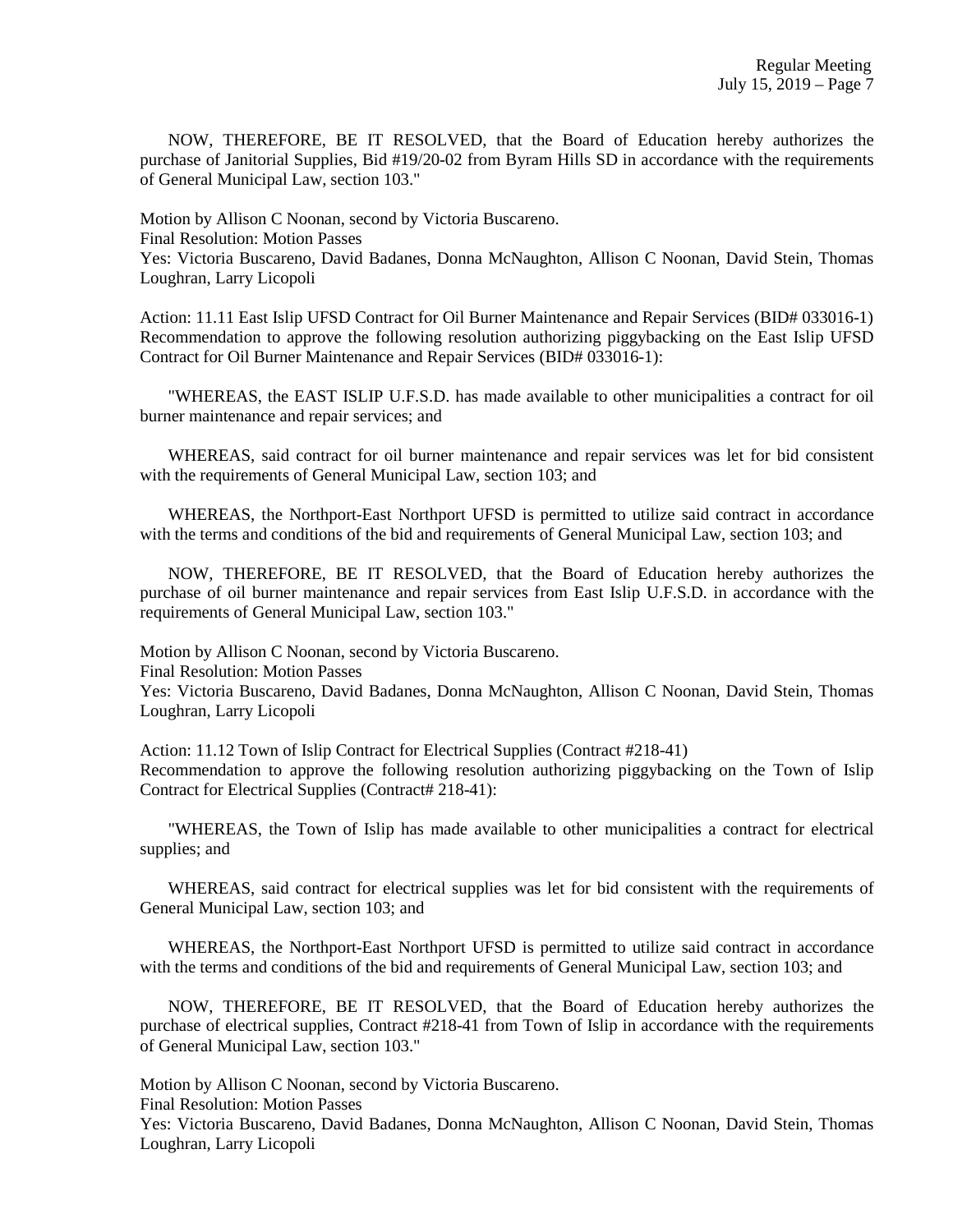NOW, THEREFORE, BE IT RESOLVED, that the Board of Education hereby authorizes the purchase of Janitorial Supplies, Bid #19/20-02 from Byram Hills SD in accordance with the requirements of General Municipal Law, section 103."

Motion by Allison C Noonan, second by Victoria Buscareno.
Final Resolution: Motion Passes
Yes: Victoria Buscareno, David Badanes, Donna McNaughton, Allison C Noonan, David Stein, Thomas Loughran, Larry Licopoli

Action: 11.11 East Islip UFSD Contract for Oil Burner Maintenance and Repair Services (BID# 033016-1)
Recommendation to approve the following resolution authorizing piggybacking on the East Islip UFSD Contract for Oil Burner Maintenance and Repair Services (BID# 033016-1):

"WHEREAS, the EAST ISLIP U.F.S.D. has made available to other municipalities a contract for oil burner maintenance and repair services; and

WHEREAS, said contract for oil burner maintenance and repair services was let for bid consistent with the requirements of General Municipal Law, section 103; and

WHEREAS, the Northport-East Northport UFSD is permitted to utilize said contract in accordance with the terms and conditions of the bid and requirements of General Municipal Law, section 103; and

NOW, THEREFORE, BE IT RESOLVED, that the Board of Education hereby authorizes the purchase of oil burner maintenance and repair services from East Islip U.F.S.D. in accordance with the requirements of General Municipal Law, section 103."

Motion by Allison C Noonan, second by Victoria Buscareno.
Final Resolution: Motion Passes
Yes: Victoria Buscareno, David Badanes, Donna McNaughton, Allison C Noonan, David Stein, Thomas Loughran, Larry Licopoli

Action: 11.12 Town of Islip Contract for Electrical Supplies (Contract #218-41)
Recommendation to approve the following resolution authorizing piggybacking on the Town of Islip Contract for Electrical Supplies (Contract# 218-41):

"WHEREAS, the Town of Islip has made available to other municipalities a contract for electrical supplies; and

WHEREAS, said contract for electrical supplies was let for bid consistent with the requirements of General Municipal Law, section 103; and

WHEREAS, the Northport-East Northport UFSD is permitted to utilize said contract in accordance with the terms and conditions of the bid and requirements of General Municipal Law, section 103; and

NOW, THEREFORE, BE IT RESOLVED, that the Board of Education hereby authorizes the purchase of electrical supplies, Contract #218-41 from Town of Islip in accordance with the requirements of General Municipal Law, section 103."

Motion by Allison C Noonan, second by Victoria Buscareno.
Final Resolution: Motion Passes
Yes: Victoria Buscareno, David Badanes, Donna McNaughton, Allison C Noonan, David Stein, Thomas Loughran, Larry Licopoli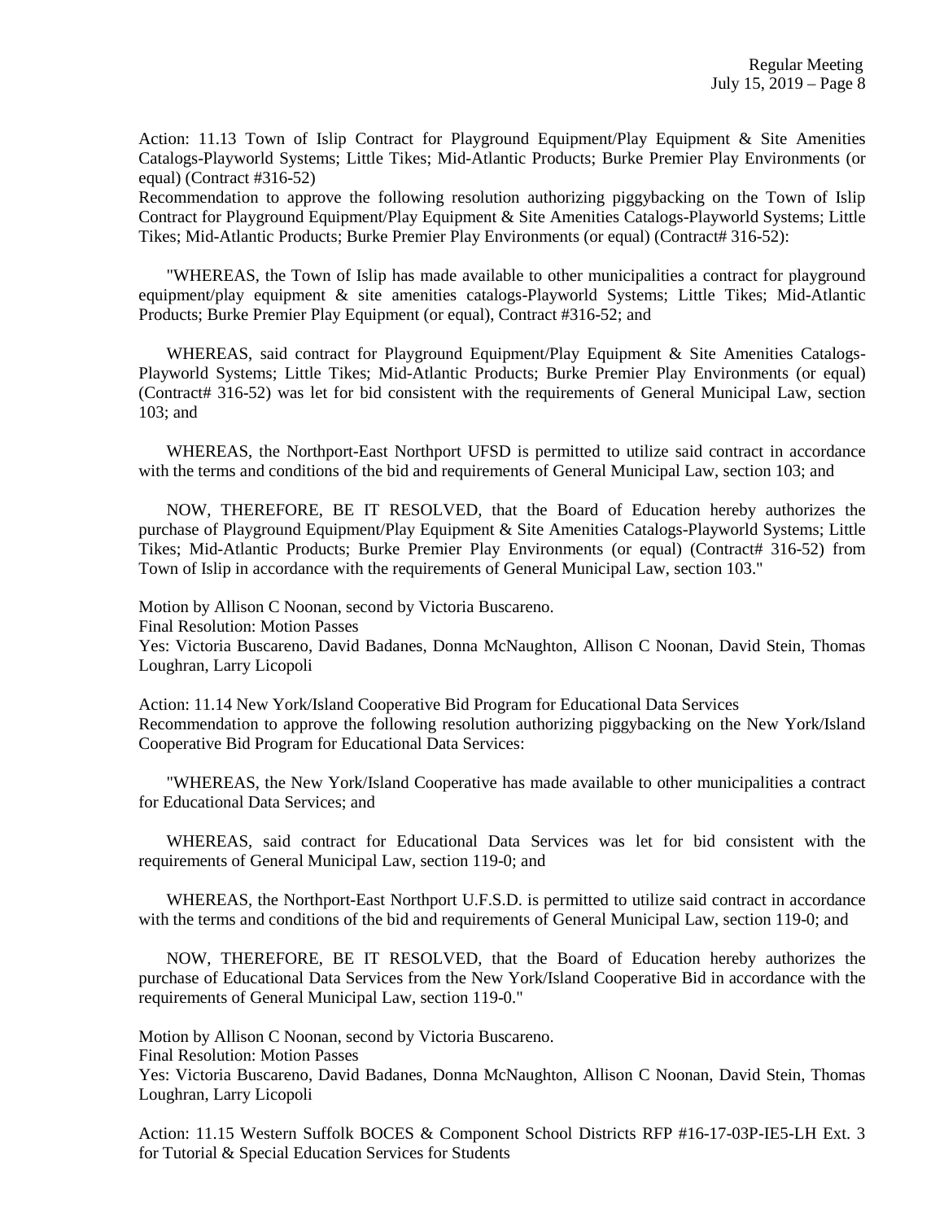Action: 11.13 Town of Islip Contract for Playground Equipment/Play Equipment & Site Amenities Catalogs-Playworld Systems; Little Tikes; Mid-Atlantic Products; Burke Premier Play Environments (or equal) (Contract #316-52)

Recommendation to approve the following resolution authorizing piggybacking on the Town of Islip Contract for Playground Equipment/Play Equipment & Site Amenities Catalogs-Playworld Systems; Little Tikes; Mid-Atlantic Products; Burke Premier Play Environments (or equal) (Contract# 316-52):

"WHEREAS, the Town of Islip has made available to other municipalities a contract for playground equipment/play equipment & site amenities catalogs-Playworld Systems; Little Tikes; Mid-Atlantic Products; Burke Premier Play Equipment (or equal), Contract #316-52; and

WHEREAS, said contract for Playground Equipment/Play Equipment & Site Amenities Catalogs-Playworld Systems; Little Tikes; Mid-Atlantic Products; Burke Premier Play Environments (or equal) (Contract# 316-52) was let for bid consistent with the requirements of General Municipal Law, section 103; and

WHEREAS, the Northport-East Northport UFSD is permitted to utilize said contract in accordance with the terms and conditions of the bid and requirements of General Municipal Law, section 103; and

NOW, THEREFORE, BE IT RESOLVED, that the Board of Education hereby authorizes the purchase of Playground Equipment/Play Equipment & Site Amenities Catalogs-Playworld Systems; Little Tikes; Mid-Atlantic Products; Burke Premier Play Environments (or equal) (Contract# 316-52) from Town of Islip in accordance with the requirements of General Municipal Law, section 103."

Motion by Allison C Noonan, second by Victoria Buscareno.
Final Resolution: Motion Passes
Yes: Victoria Buscareno, David Badanes, Donna McNaughton, Allison C Noonan, David Stein, Thomas Loughran, Larry Licopoli

Action: 11.14 New York/Island Cooperative Bid Program for Educational Data Services
Recommendation to approve the following resolution authorizing piggybacking on the New York/Island Cooperative Bid Program for Educational Data Services:

"WHEREAS, the New York/Island Cooperative has made available to other municipalities a contract for Educational Data Services; and

WHEREAS, said contract for Educational Data Services was let for bid consistent with the requirements of General Municipal Law, section 119-0; and

WHEREAS, the Northport-East Northport U.F.S.D. is permitted to utilize said contract in accordance with the terms and conditions of the bid and requirements of General Municipal Law, section 119-0; and

NOW, THEREFORE, BE IT RESOLVED, that the Board of Education hereby authorizes the purchase of Educational Data Services from the New York/Island Cooperative Bid in accordance with the requirements of General Municipal Law, section 119-0."

Motion by Allison C Noonan, second by Victoria Buscareno.
Final Resolution: Motion Passes
Yes: Victoria Buscareno, David Badanes, Donna McNaughton, Allison C Noonan, David Stein, Thomas Loughran, Larry Licopoli

Action: 11.15 Western Suffolk BOCES & Component School Districts RFP #16-17-03P-IE5-LH Ext. 3 for Tutorial & Special Education Services for Students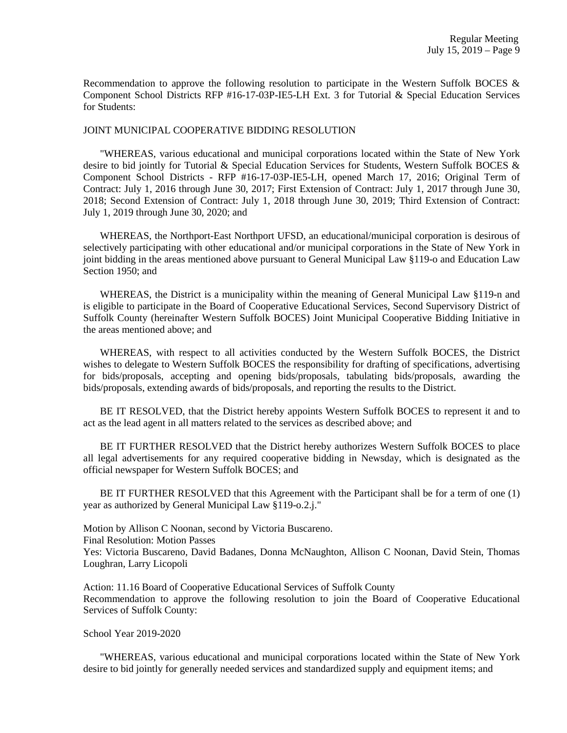Recommendation to approve the following resolution to participate in the Western Suffolk BOCES & Component School Districts RFP #16-17-03P-IE5-LH Ext. 3 for Tutorial & Special Education Services for Students:

JOINT MUNICIPAL COOPERATIVE BIDDING RESOLUTION

"WHEREAS, various educational and municipal corporations located within the State of New York desire to bid jointly for Tutorial & Special Education Services for Students, Western Suffolk BOCES & Component School Districts - RFP #16-17-03P-IE5-LH, opened March 17, 2016; Original Term of Contract: July 1, 2016 through June 30, 2017; First Extension of Contract: July 1, 2017 through June 30, 2018; Second Extension of Contract: July 1, 2018 through June 30, 2019; Third Extension of Contract: July 1, 2019 through June 30, 2020; and

WHEREAS, the Northport-East Northport UFSD, an educational/municipal corporation is desirous of selectively participating with other educational and/or municipal corporations in the State of New York in joint bidding in the areas mentioned above pursuant to General Municipal Law §119-o and Education Law Section 1950; and

WHEREAS, the District is a municipality within the meaning of General Municipal Law §119-n and is eligible to participate in the Board of Cooperative Educational Services, Second Supervisory District of Suffolk County (hereinafter Western Suffolk BOCES) Joint Municipal Cooperative Bidding Initiative in the areas mentioned above; and

WHEREAS, with respect to all activities conducted by the Western Suffolk BOCES, the District wishes to delegate to Western Suffolk BOCES the responsibility for drafting of specifications, advertising for bids/proposals, accepting and opening bids/proposals, tabulating bids/proposals, awarding the bids/proposals, extending awards of bids/proposals, and reporting the results to the District.

BE IT RESOLVED, that the District hereby appoints Western Suffolk BOCES to represent it and to act as the lead agent in all matters related to the services as described above; and

BE IT FURTHER RESOLVED that the District hereby authorizes Western Suffolk BOCES to place all legal advertisements for any required cooperative bidding in Newsday, which is designated as the official newspaper for Western Suffolk BOCES; and

BE IT FURTHER RESOLVED that this Agreement with the Participant shall be for a term of one (1) year as authorized by General Municipal Law §119-o.2.j."

Motion by Allison C Noonan, second by Victoria Buscareno.
Final Resolution: Motion Passes
Yes: Victoria Buscareno, David Badanes, Donna McNaughton, Allison C Noonan, David Stein, Thomas Loughran, Larry Licopoli

Action: 11.16 Board of Cooperative Educational Services of Suffolk County
Recommendation to approve the following resolution to join the Board of Cooperative Educational Services of Suffolk County:

School Year 2019-2020

"WHEREAS, various educational and municipal corporations located within the State of New York desire to bid jointly for generally needed services and standardized supply and equipment items; and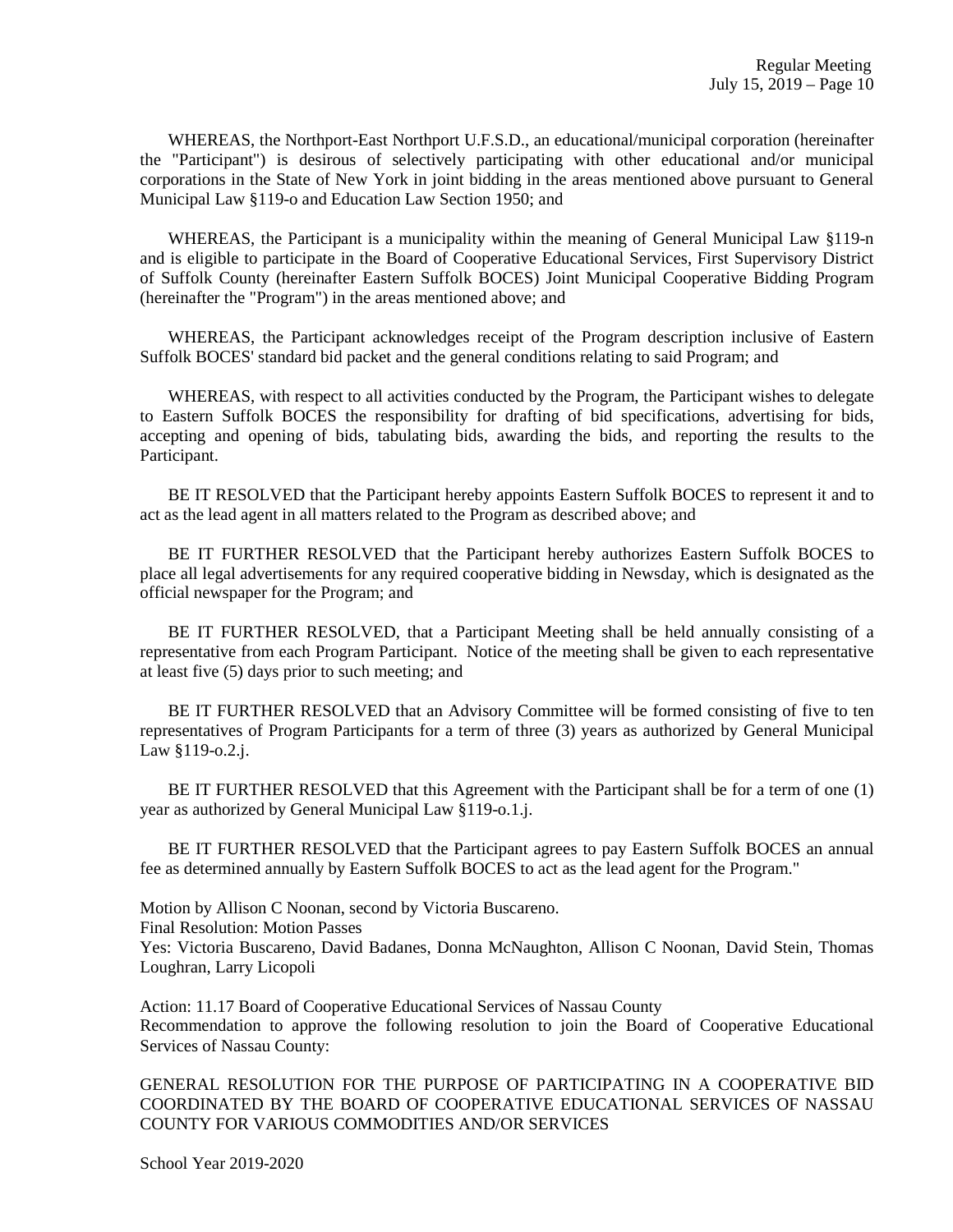WHEREAS, the Northport-East Northport U.F.S.D., an educational/municipal corporation (hereinafter the "Participant") is desirous of selectively participating with other educational and/or municipal corporations in the State of New York in joint bidding in the areas mentioned above pursuant to General Municipal Law §119-o and Education Law Section 1950; and

WHEREAS, the Participant is a municipality within the meaning of General Municipal Law §119-n and is eligible to participate in the Board of Cooperative Educational Services, First Supervisory District of Suffolk County (hereinafter Eastern Suffolk BOCES) Joint Municipal Cooperative Bidding Program (hereinafter the "Program") in the areas mentioned above; and

WHEREAS, the Participant acknowledges receipt of the Program description inclusive of Eastern Suffolk BOCES' standard bid packet and the general conditions relating to said Program; and

WHEREAS, with respect to all activities conducted by the Program, the Participant wishes to delegate to Eastern Suffolk BOCES the responsibility for drafting of bid specifications, advertising for bids, accepting and opening of bids, tabulating bids, awarding the bids, and reporting the results to the Participant.

BE IT RESOLVED that the Participant hereby appoints Eastern Suffolk BOCES to represent it and to act as the lead agent in all matters related to the Program as described above; and

BE IT FURTHER RESOLVED that the Participant hereby authorizes Eastern Suffolk BOCES to place all legal advertisements for any required cooperative bidding in Newsday, which is designated as the official newspaper for the Program; and

BE IT FURTHER RESOLVED, that a Participant Meeting shall be held annually consisting of a representative from each Program Participant. Notice of the meeting shall be given to each representative at least five (5) days prior to such meeting; and

BE IT FURTHER RESOLVED that an Advisory Committee will be formed consisting of five to ten representatives of Program Participants for a term of three (3) years as authorized by General Municipal Law §119-o.2.j.

BE IT FURTHER RESOLVED that this Agreement with the Participant shall be for a term of one (1) year as authorized by General Municipal Law §119-o.1.j.

BE IT FURTHER RESOLVED that the Participant agrees to pay Eastern Suffolk BOCES an annual fee as determined annually by Eastern Suffolk BOCES to act as the lead agent for the Program."

Motion by Allison C Noonan, second by Victoria Buscareno.
Final Resolution: Motion Passes
Yes: Victoria Buscareno, David Badanes, Donna McNaughton, Allison C Noonan, David Stein, Thomas Loughran, Larry Licopoli

Action: 11.17 Board of Cooperative Educational Services of Nassau County
Recommendation to approve the following resolution to join the Board of Cooperative Educational Services of Nassau County:

GENERAL RESOLUTION FOR THE PURPOSE OF PARTICIPATING IN A COOPERATIVE BID COORDINATED BY THE BOARD OF COOPERATIVE EDUCATIONAL SERVICES OF NASSAU COUNTY FOR VARIOUS COMMODITIES AND/OR SERVICES

School Year 2019-2020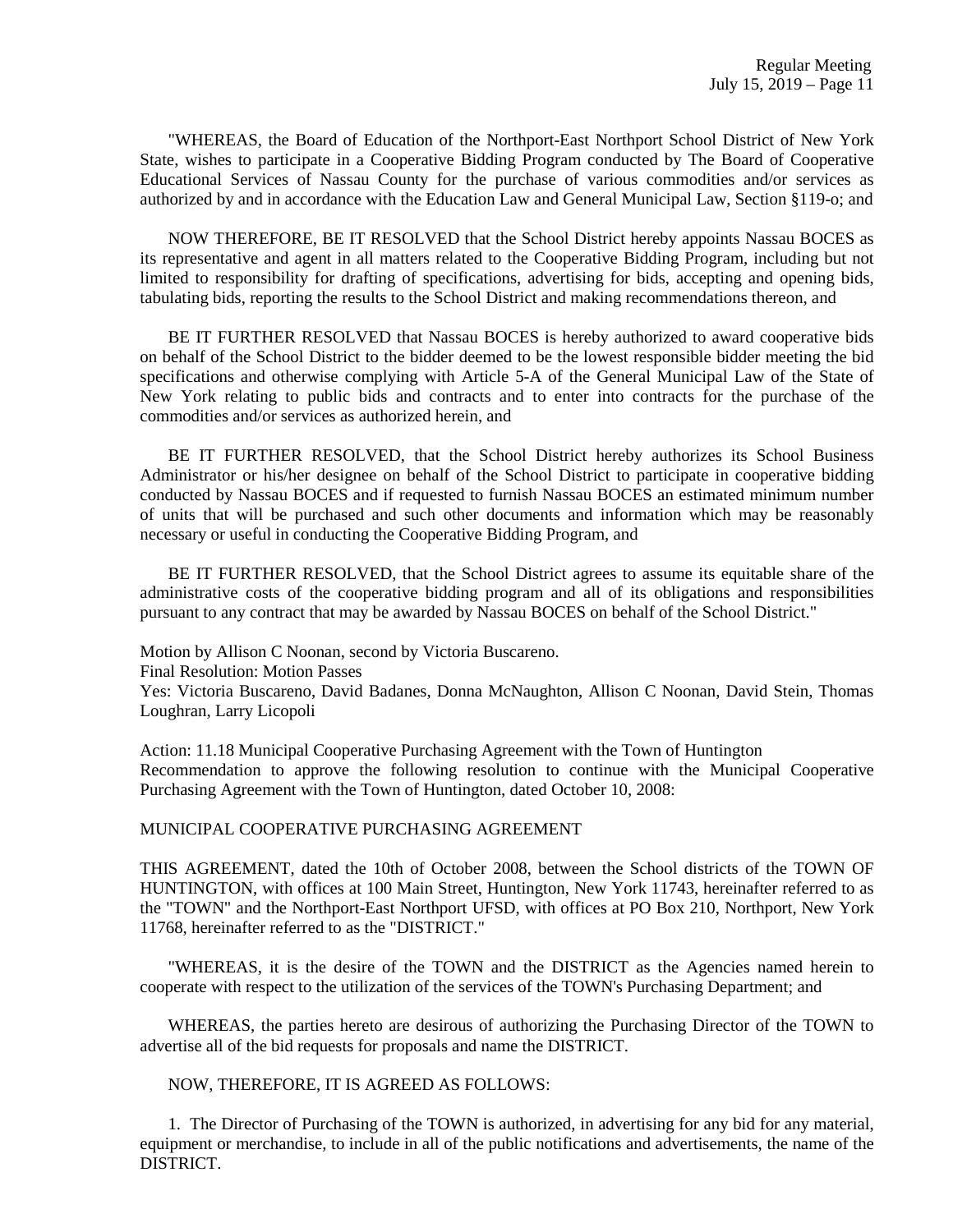"WHEREAS, the Board of Education of the Northport-East Northport School District of New York State, wishes to participate in a Cooperative Bidding Program conducted by The Board of Cooperative Educational Services of Nassau County for the purchase of various commodities and/or services as authorized by and in accordance with the Education Law and General Municipal Law, Section §119-o; and

NOW THEREFORE, BE IT RESOLVED that the School District hereby appoints Nassau BOCES as its representative and agent in all matters related to the Cooperative Bidding Program, including but not limited to responsibility for drafting of specifications, advertising for bids, accepting and opening bids, tabulating bids, reporting the results to the School District and making recommendations thereon, and

BE IT FURTHER RESOLVED that Nassau BOCES is hereby authorized to award cooperative bids on behalf of the School District to the bidder deemed to be the lowest responsible bidder meeting the bid specifications and otherwise complying with Article 5-A of the General Municipal Law of the State of New York relating to public bids and contracts and to enter into contracts for the purchase of the commodities and/or services as authorized herein, and

BE IT FURTHER RESOLVED, that the School District hereby authorizes its School Business Administrator or his/her designee on behalf of the School District to participate in cooperative bidding conducted by Nassau BOCES and if requested to furnish Nassau BOCES an estimated minimum number of units that will be purchased and such other documents and information which may be reasonably necessary or useful in conducting the Cooperative Bidding Program, and

BE IT FURTHER RESOLVED, that the School District agrees to assume its equitable share of the administrative costs of the cooperative bidding program and all of its obligations and responsibilities pursuant to any contract that may be awarded by Nassau BOCES on behalf of the School District."

Motion by Allison C Noonan, second by Victoria Buscareno.
Final Resolution: Motion Passes
Yes: Victoria Buscareno, David Badanes, Donna McNaughton, Allison C Noonan, David Stein, Thomas Loughran, Larry Licopoli

Action: 11.18 Municipal Cooperative Purchasing Agreement with the Town of Huntington
Recommendation to approve the following resolution to continue with the Municipal Cooperative Purchasing Agreement with the Town of Huntington, dated October 10, 2008:

MUNICIPAL COOPERATIVE PURCHASING AGREEMENT

THIS AGREEMENT, dated the 10th of October 2008, between the School districts of the TOWN OF HUNTINGTON, with offices at 100 Main Street, Huntington, New York 11743, hereinafter referred to as the "TOWN" and the Northport-East Northport UFSD, with offices at PO Box 210, Northport, New York 11768, hereinafter referred to as the "DISTRICT."

"WHEREAS, it is the desire of the TOWN and the DISTRICT as the Agencies named herein to cooperate with respect to the utilization of the services of the TOWN's Purchasing Department; and

WHEREAS, the parties hereto are desirous of authorizing the Purchasing Director of the TOWN to advertise all of the bid requests for proposals and name the DISTRICT.

NOW, THEREFORE, IT IS AGREED AS FOLLOWS:

1. The Director of Purchasing of the TOWN is authorized, in advertising for any bid for any material, equipment or merchandise, to include in all of the public notifications and advertisements, the name of the DISTRICT.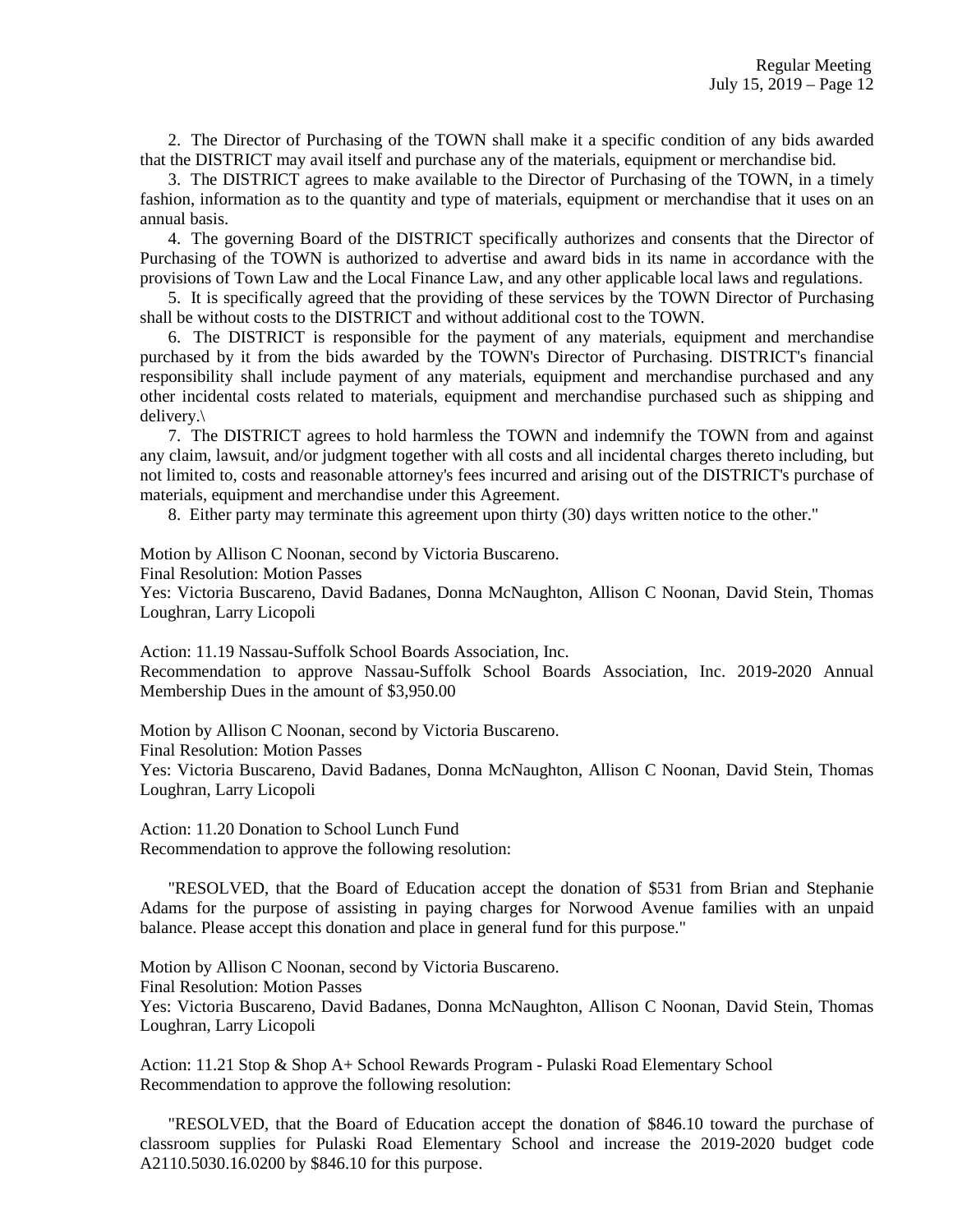2. The Director of Purchasing of the TOWN shall make it a specific condition of any bids awarded that the DISTRICT may avail itself and purchase any of the materials, equipment or merchandise bid.

3. The DISTRICT agrees to make available to the Director of Purchasing of the TOWN, in a timely fashion, information as to the quantity and type of materials, equipment or merchandise that it uses on an annual basis.

4. The governing Board of the DISTRICT specifically authorizes and consents that the Director of Purchasing of the TOWN is authorized to advertise and award bids in its name in accordance with the provisions of Town Law and the Local Finance Law, and any other applicable local laws and regulations.

5. It is specifically agreed that the providing of these services by the TOWN Director of Purchasing shall be without costs to the DISTRICT and without additional cost to the TOWN.

6. The DISTRICT is responsible for the payment of any materials, equipment and merchandise purchased by it from the bids awarded by the TOWN's Director of Purchasing. DISTRICT's financial responsibility shall include payment of any materials, equipment and merchandise purchased and any other incidental costs related to materials, equipment and merchandise purchased such as shipping and delivery.\

7. The DISTRICT agrees to hold harmless the TOWN and indemnify the TOWN from and against any claim, lawsuit, and/or judgment together with all costs and all incidental charges thereto including, but not limited to, costs and reasonable attorney's fees incurred and arising out of the DISTRICT's purchase of materials, equipment and merchandise under this Agreement.

8. Either party may terminate this agreement upon thirty (30) days written notice to the other."

Motion by Allison C Noonan, second by Victoria Buscareno.
Final Resolution: Motion Passes
Yes: Victoria Buscareno, David Badanes, Donna McNaughton, Allison C Noonan, David Stein, Thomas Loughran, Larry Licopoli

Action: 11.19 Nassau-Suffolk School Boards Association, Inc.
Recommendation to approve Nassau-Suffolk School Boards Association, Inc. 2019-2020 Annual Membership Dues in the amount of $3,950.00

Motion by Allison C Noonan, second by Victoria Buscareno.
Final Resolution: Motion Passes
Yes: Victoria Buscareno, David Badanes, Donna McNaughton, Allison C Noonan, David Stein, Thomas Loughran, Larry Licopoli

Action: 11.20 Donation to School Lunch Fund
Recommendation to approve the following resolution:

"RESOLVED, that the Board of Education accept the donation of $531 from Brian and Stephanie Adams for the purpose of assisting in paying charges for Norwood Avenue families with an unpaid balance. Please accept this donation and place in general fund for this purpose."

Motion by Allison C Noonan, second by Victoria Buscareno.
Final Resolution: Motion Passes
Yes: Victoria Buscareno, David Badanes, Donna McNaughton, Allison C Noonan, David Stein, Thomas Loughran, Larry Licopoli

Action: 11.21 Stop & Shop A+ School Rewards Program - Pulaski Road Elementary School
Recommendation to approve the following resolution:

"RESOLVED, that the Board of Education accept the donation of $846.10 toward the purchase of classroom supplies for Pulaski Road Elementary School and increase the 2019-2020 budget code A2110.5030.16.0200 by $846.10 for this purpose.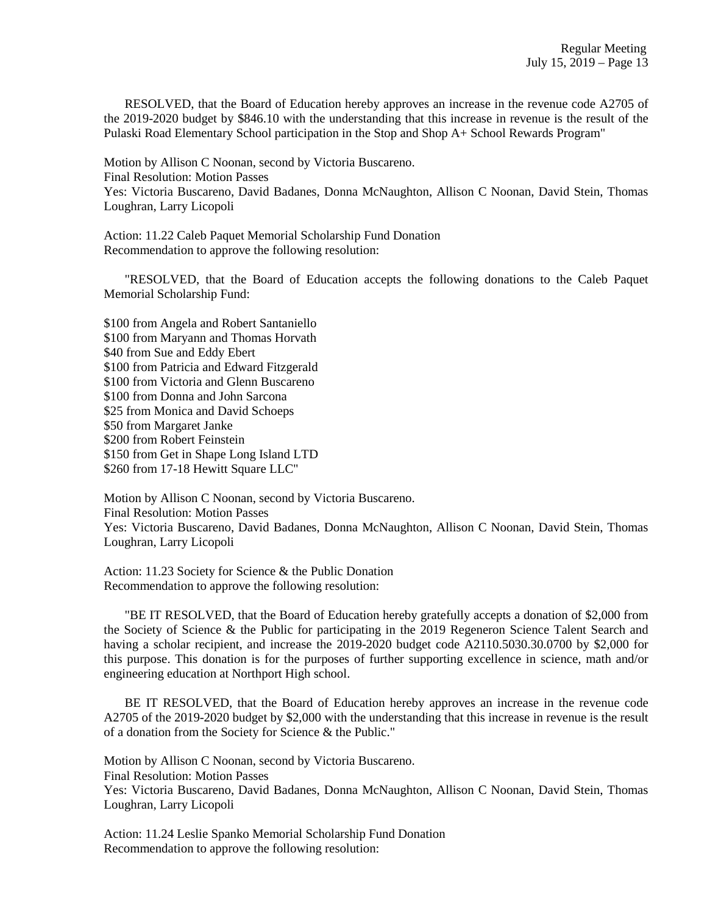RESOLVED, that the Board of Education hereby approves an increase in the revenue code A2705 of the 2019-2020 budget by $846.10 with the understanding that this increase in revenue is the result of the Pulaski Road Elementary School participation in the Stop and Shop A+ School Rewards Program"

Motion by Allison C Noonan, second by Victoria Buscareno.
Final Resolution: Motion Passes
Yes: Victoria Buscareno, David Badanes, Donna McNaughton, Allison C Noonan, David Stein, Thomas Loughran, Larry Licopoli

Action: 11.22 Caleb Paquet Memorial Scholarship Fund Donation
Recommendation to approve the following resolution:

"RESOLVED, that the Board of Education accepts the following donations to the Caleb Paquet Memorial Scholarship Fund:

$100 from Angela and Robert Santaniello
$100 from Maryann and Thomas Horvath
$40 from Sue and Eddy Ebert
$100 from Patricia and Edward Fitzgerald
$100 from Victoria and Glenn Buscareno
$100 from Donna and John Sarcona
$25 from Monica and David Schoeps
$50 from Margaret Janke
$200 from Robert Feinstein
$150 from Get in Shape Long Island LTD
$260 from 17-18 Hewitt Square LLC"

Motion by Allison C Noonan, second by Victoria Buscareno.
Final Resolution: Motion Passes
Yes: Victoria Buscareno, David Badanes, Donna McNaughton, Allison C Noonan, David Stein, Thomas Loughran, Larry Licopoli

Action: 11.23 Society for Science & the Public Donation
Recommendation to approve the following resolution:

"BE IT RESOLVED, that the Board of Education hereby gratefully accepts a donation of $2,000 from the Society of Science & the Public for participating in the 2019 Regeneron Science Talent Search and having a scholar recipient, and increase the 2019-2020 budget code A2110.5030.30.0700 by $2,000 for this purpose. This donation is for the purposes of further supporting excellence in science, math and/or engineering education at Northport High school.

BE IT RESOLVED, that the Board of Education hereby approves an increase in the revenue code A2705 of the 2019-2020 budget by $2,000 with the understanding that this increase in revenue is the result of a donation from the Society for Science & the Public."

Motion by Allison C Noonan, second by Victoria Buscareno.
Final Resolution: Motion Passes
Yes: Victoria Buscareno, David Badanes, Donna McNaughton, Allison C Noonan, David Stein, Thomas Loughran, Larry Licopoli

Action: 11.24 Leslie Spanko Memorial Scholarship Fund Donation
Recommendation to approve the following resolution: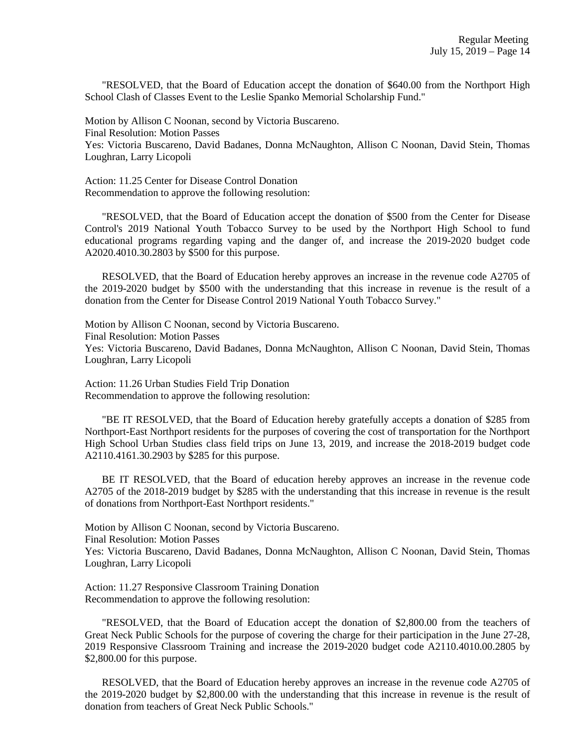"RESOLVED, that the Board of Education accept the donation of $640.00 from the Northport High School Clash of Classes Event to the Leslie Spanko Memorial Scholarship Fund."

Motion by Allison C Noonan, second by Victoria Buscareno.
Final Resolution: Motion Passes
Yes: Victoria Buscareno, David Badanes, Donna McNaughton, Allison C Noonan, David Stein, Thomas Loughran, Larry Licopoli

Action: 11.25 Center for Disease Control Donation
Recommendation to approve the following resolution:

"RESOLVED, that the Board of Education accept the donation of $500 from the Center for Disease Control's 2019 National Youth Tobacco Survey to be used by the Northport High School to fund educational programs regarding vaping and the danger of, and increase the 2019-2020 budget code A2020.4010.30.2803 by $500 for this purpose.

RESOLVED, that the Board of Education hereby approves an increase in the revenue code A2705 of the 2019-2020 budget by $500 with the understanding that this increase in revenue is the result of a donation from the Center for Disease Control 2019 National Youth Tobacco Survey."

Motion by Allison C Noonan, second by Victoria Buscareno.
Final Resolution: Motion Passes
Yes: Victoria Buscareno, David Badanes, Donna McNaughton, Allison C Noonan, David Stein, Thomas Loughran, Larry Licopoli

Action: 11.26 Urban Studies Field Trip Donation
Recommendation to approve the following resolution:

"BE IT RESOLVED, that the Board of Education hereby gratefully accepts a donation of $285 from Northport-East Northport residents for the purposes of covering the cost of transportation for the Northport High School Urban Studies class field trips on June 13, 2019, and increase the 2018-2019 budget code A2110.4161.30.2903 by $285 for this purpose.

BE IT RESOLVED, that the Board of education hereby approves an increase in the revenue code A2705 of the 2018-2019 budget by $285 with the understanding that this increase in revenue is the result of donations from Northport-East Northport residents."

Motion by Allison C Noonan, second by Victoria Buscareno.
Final Resolution: Motion Passes
Yes: Victoria Buscareno, David Badanes, Donna McNaughton, Allison C Noonan, David Stein, Thomas Loughran, Larry Licopoli

Action: 11.27 Responsive Classroom Training Donation
Recommendation to approve the following resolution:

"RESOLVED, that the Board of Education accept the donation of $2,800.00 from the teachers of Great Neck Public Schools for the purpose of covering the charge for their participation in the June 27-28, 2019 Responsive Classroom Training and increase the 2019-2020 budget code A2110.4010.00.2805 by $2,800.00 for this purpose.

RESOLVED, that the Board of Education hereby approves an increase in the revenue code A2705 of the 2019-2020 budget by $2,800.00 with the understanding that this increase in revenue is the result of donation from teachers of Great Neck Public Schools."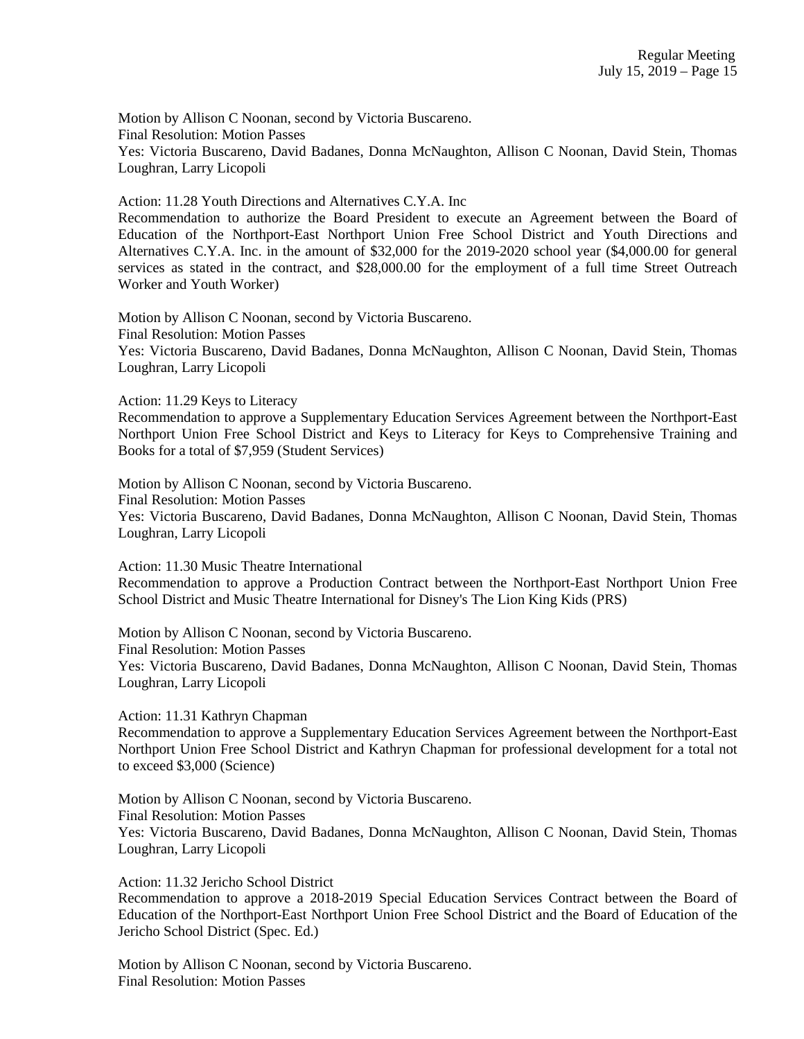Motion by Allison C Noonan, second by Victoria Buscareno.
Final Resolution: Motion Passes
Yes: Victoria Buscareno, David Badanes, Donna McNaughton, Allison C Noonan, David Stein, Thomas Loughran, Larry Licopoli

Action: 11.28 Youth Directions and Alternatives C.Y.A. Inc
Recommendation to authorize the Board President to execute an Agreement between the Board of Education of the Northport-East Northport Union Free School District and Youth Directions and Alternatives C.Y.A. Inc. in the amount of $32,000 for the 2019-2020 school year ($4,000.00 for general services as stated in the contract, and $28,000.00 for the employment of a full time Street Outreach Worker and Youth Worker)

Motion by Allison C Noonan, second by Victoria Buscareno.
Final Resolution: Motion Passes
Yes: Victoria Buscareno, David Badanes, Donna McNaughton, Allison C Noonan, David Stein, Thomas Loughran, Larry Licopoli

Action: 11.29 Keys to Literacy
Recommendation to approve a Supplementary Education Services Agreement between the Northport-East Northport Union Free School District and Keys to Literacy for Keys to Comprehensive Training and Books for a total of $7,959 (Student Services)

Motion by Allison C Noonan, second by Victoria Buscareno.
Final Resolution: Motion Passes
Yes: Victoria Buscareno, David Badanes, Donna McNaughton, Allison C Noonan, David Stein, Thomas Loughran, Larry Licopoli

Action: 11.30 Music Theatre International
Recommendation to approve a Production Contract between the Northport-East Northport Union Free School District and Music Theatre International for Disney's The Lion King Kids (PRS)

Motion by Allison C Noonan, second by Victoria Buscareno.
Final Resolution: Motion Passes
Yes: Victoria Buscareno, David Badanes, Donna McNaughton, Allison C Noonan, David Stein, Thomas Loughran, Larry Licopoli

Action: 11.31 Kathryn Chapman
Recommendation to approve a Supplementary Education Services Agreement between the Northport-East Northport Union Free School District and Kathryn Chapman for professional development for a total not to exceed $3,000 (Science)

Motion by Allison C Noonan, second by Victoria Buscareno.
Final Resolution: Motion Passes
Yes: Victoria Buscareno, David Badanes, Donna McNaughton, Allison C Noonan, David Stein, Thomas Loughran, Larry Licopoli

Action: 11.32 Jericho School District
Recommendation to approve a 2018-2019 Special Education Services Contract between the Board of Education of the Northport-East Northport Union Free School District and the Board of Education of the Jericho School District (Spec. Ed.)

Motion by Allison C Noonan, second by Victoria Buscareno.
Final Resolution: Motion Passes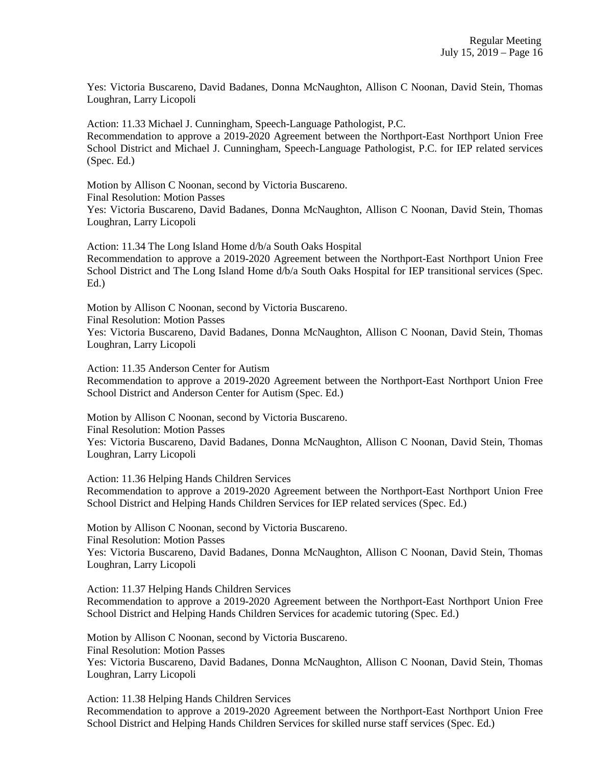Yes: Victoria Buscareno, David Badanes, Donna McNaughton, Allison C Noonan, David Stein, Thomas Loughran, Larry Licopoli

Action: 11.33 Michael J. Cunningham, Speech-Language Pathologist, P.C.
Recommendation to approve a 2019-2020 Agreement between the Northport-East Northport Union Free School District and Michael J. Cunningham, Speech-Language Pathologist, P.C. for IEP related services (Spec. Ed.)

Motion by Allison C Noonan, second by Victoria Buscareno.
Final Resolution: Motion Passes
Yes: Victoria Buscareno, David Badanes, Donna McNaughton, Allison C Noonan, David Stein, Thomas Loughran, Larry Licopoli

Action: 11.34 The Long Island Home d/b/a South Oaks Hospital
Recommendation to approve a 2019-2020 Agreement between the Northport-East Northport Union Free School District and The Long Island Home d/b/a South Oaks Hospital for IEP transitional services (Spec. Ed.)

Motion by Allison C Noonan, second by Victoria Buscareno.
Final Resolution: Motion Passes
Yes: Victoria Buscareno, David Badanes, Donna McNaughton, Allison C Noonan, David Stein, Thomas Loughran, Larry Licopoli

Action: 11.35 Anderson Center for Autism
Recommendation to approve a 2019-2020 Agreement between the Northport-East Northport Union Free School District and Anderson Center for Autism (Spec. Ed.)

Motion by Allison C Noonan, second by Victoria Buscareno.
Final Resolution: Motion Passes
Yes: Victoria Buscareno, David Badanes, Donna McNaughton, Allison C Noonan, David Stein, Thomas Loughran, Larry Licopoli

Action: 11.36 Helping Hands Children Services
Recommendation to approve a 2019-2020 Agreement between the Northport-East Northport Union Free School District and Helping Hands Children Services for IEP related services (Spec. Ed.)

Motion by Allison C Noonan, second by Victoria Buscareno.
Final Resolution: Motion Passes
Yes: Victoria Buscareno, David Badanes, Donna McNaughton, Allison C Noonan, David Stein, Thomas Loughran, Larry Licopoli

Action: 11.37 Helping Hands Children Services
Recommendation to approve a 2019-2020 Agreement between the Northport-East Northport Union Free School District and Helping Hands Children Services for academic tutoring (Spec. Ed.)

Motion by Allison C Noonan, second by Victoria Buscareno.
Final Resolution: Motion Passes
Yes: Victoria Buscareno, David Badanes, Donna McNaughton, Allison C Noonan, David Stein, Thomas Loughran, Larry Licopoli

Action: 11.38 Helping Hands Children Services
Recommendation to approve a 2019-2020 Agreement between the Northport-East Northport Union Free School District and Helping Hands Children Services for skilled nurse staff services (Spec. Ed.)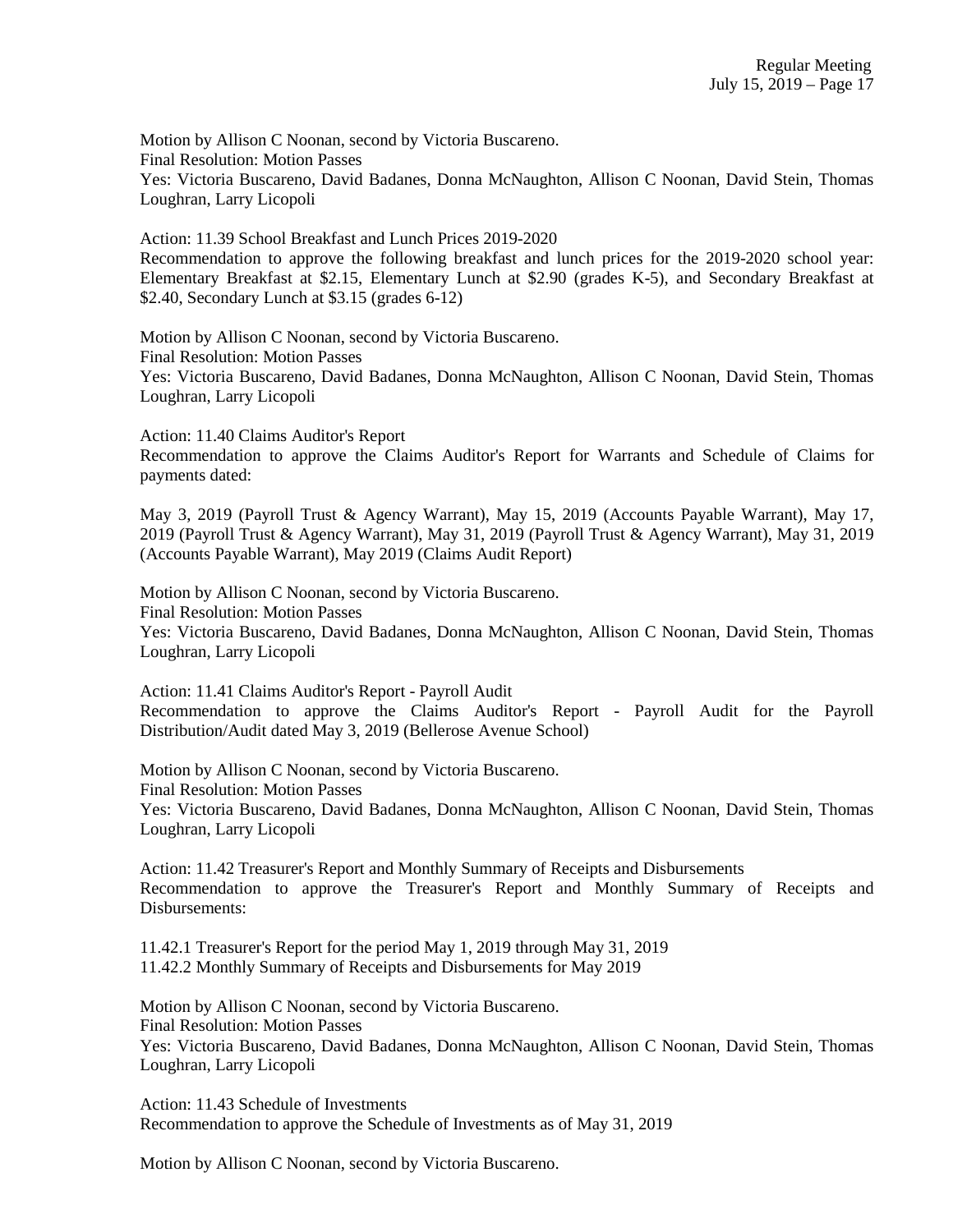Motion by Allison C Noonan, second by Victoria Buscareno.
Final Resolution: Motion Passes
Yes: Victoria Buscareno, David Badanes, Donna McNaughton, Allison C Noonan, David Stein, Thomas Loughran, Larry Licopoli

Action: 11.39 School Breakfast and Lunch Prices 2019-2020
Recommendation to approve the following breakfast and lunch prices for the 2019-2020 school year: Elementary Breakfast at $2.15, Elementary Lunch at $2.90 (grades K-5), and Secondary Breakfast at $2.40, Secondary Lunch at $3.15 (grades 6-12)

Motion by Allison C Noonan, second by Victoria Buscareno.
Final Resolution: Motion Passes
Yes: Victoria Buscareno, David Badanes, Donna McNaughton, Allison C Noonan, David Stein, Thomas Loughran, Larry Licopoli

Action: 11.40 Claims Auditor's Report
Recommendation to approve the Claims Auditor's Report for Warrants and Schedule of Claims for payments dated:

May 3, 2019 (Payroll Trust & Agency Warrant), May 15, 2019 (Accounts Payable Warrant), May 17, 2019 (Payroll Trust & Agency Warrant), May 31, 2019 (Payroll Trust & Agency Warrant), May 31, 2019 (Accounts Payable Warrant), May 2019 (Claims Audit Report)

Motion by Allison C Noonan, second by Victoria Buscareno.
Final Resolution: Motion Passes
Yes: Victoria Buscareno, David Badanes, Donna McNaughton, Allison C Noonan, David Stein, Thomas Loughran, Larry Licopoli

Action: 11.41 Claims Auditor's Report - Payroll Audit
Recommendation to approve the Claims Auditor's Report - Payroll Audit for the Payroll Distribution/Audit dated May 3, 2019 (Bellerose Avenue School)

Motion by Allison C Noonan, second by Victoria Buscareno.
Final Resolution: Motion Passes
Yes: Victoria Buscareno, David Badanes, Donna McNaughton, Allison C Noonan, David Stein, Thomas Loughran, Larry Licopoli

Action: 11.42 Treasurer's Report and Monthly Summary of Receipts and Disbursements
Recommendation to approve the Treasurer's Report and Monthly Summary of Receipts and Disbursements:

11.42.1 Treasurer's Report for the period May 1, 2019 through May 31, 2019
11.42.2 Monthly Summary of Receipts and Disbursements for May 2019

Motion by Allison C Noonan, second by Victoria Buscareno.
Final Resolution: Motion Passes
Yes: Victoria Buscareno, David Badanes, Donna McNaughton, Allison C Noonan, David Stein, Thomas Loughran, Larry Licopoli

Action: 11.43 Schedule of Investments
Recommendation to approve the Schedule of Investments as of May 31, 2019

Motion by Allison C Noonan, second by Victoria Buscareno.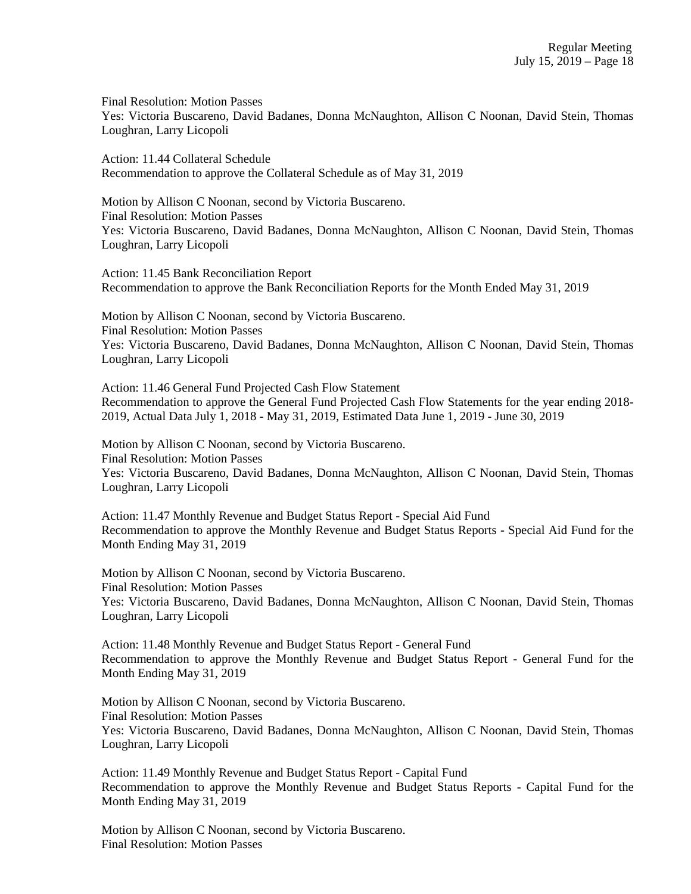Final Resolution: Motion Passes
Yes: Victoria Buscareno, David Badanes, Donna McNaughton, Allison C Noonan, David Stein, Thomas Loughran, Larry Licopoli

Action: 11.44 Collateral Schedule
Recommendation to approve the Collateral Schedule as of May 31, 2019

Motion by Allison C Noonan, second by Victoria Buscareno.
Final Resolution: Motion Passes
Yes: Victoria Buscareno, David Badanes, Donna McNaughton, Allison C Noonan, David Stein, Thomas Loughran, Larry Licopoli

Action: 11.45 Bank Reconciliation Report
Recommendation to approve the Bank Reconciliation Reports for the Month Ended May 31, 2019

Motion by Allison C Noonan, second by Victoria Buscareno.
Final Resolution: Motion Passes
Yes: Victoria Buscareno, David Badanes, Donna McNaughton, Allison C Noonan, David Stein, Thomas Loughran, Larry Licopoli

Action: 11.46 General Fund Projected Cash Flow Statement
Recommendation to approve the General Fund Projected Cash Flow Statements for the year ending 2018-2019, Actual Data July 1, 2018 - May 31, 2019, Estimated Data June 1, 2019 - June 30, 2019

Motion by Allison C Noonan, second by Victoria Buscareno.
Final Resolution: Motion Passes
Yes: Victoria Buscareno, David Badanes, Donna McNaughton, Allison C Noonan, David Stein, Thomas Loughran, Larry Licopoli

Action: 11.47 Monthly Revenue and Budget Status Report - Special Aid Fund
Recommendation to approve the Monthly Revenue and Budget Status Reports - Special Aid Fund for the Month Ending May 31, 2019

Motion by Allison C Noonan, second by Victoria Buscareno.
Final Resolution: Motion Passes
Yes: Victoria Buscareno, David Badanes, Donna McNaughton, Allison C Noonan, David Stein, Thomas Loughran, Larry Licopoli

Action: 11.48 Monthly Revenue and Budget Status Report - General Fund
Recommendation to approve the Monthly Revenue and Budget Status Report - General Fund for the Month Ending May 31, 2019

Motion by Allison C Noonan, second by Victoria Buscareno.
Final Resolution: Motion Passes
Yes: Victoria Buscareno, David Badanes, Donna McNaughton, Allison C Noonan, David Stein, Thomas Loughran, Larry Licopoli

Action: 11.49 Monthly Revenue and Budget Status Report - Capital Fund
Recommendation to approve the Monthly Revenue and Budget Status Reports - Capital Fund for the Month Ending May 31, 2019

Motion by Allison C Noonan, second by Victoria Buscareno.
Final Resolution: Motion Passes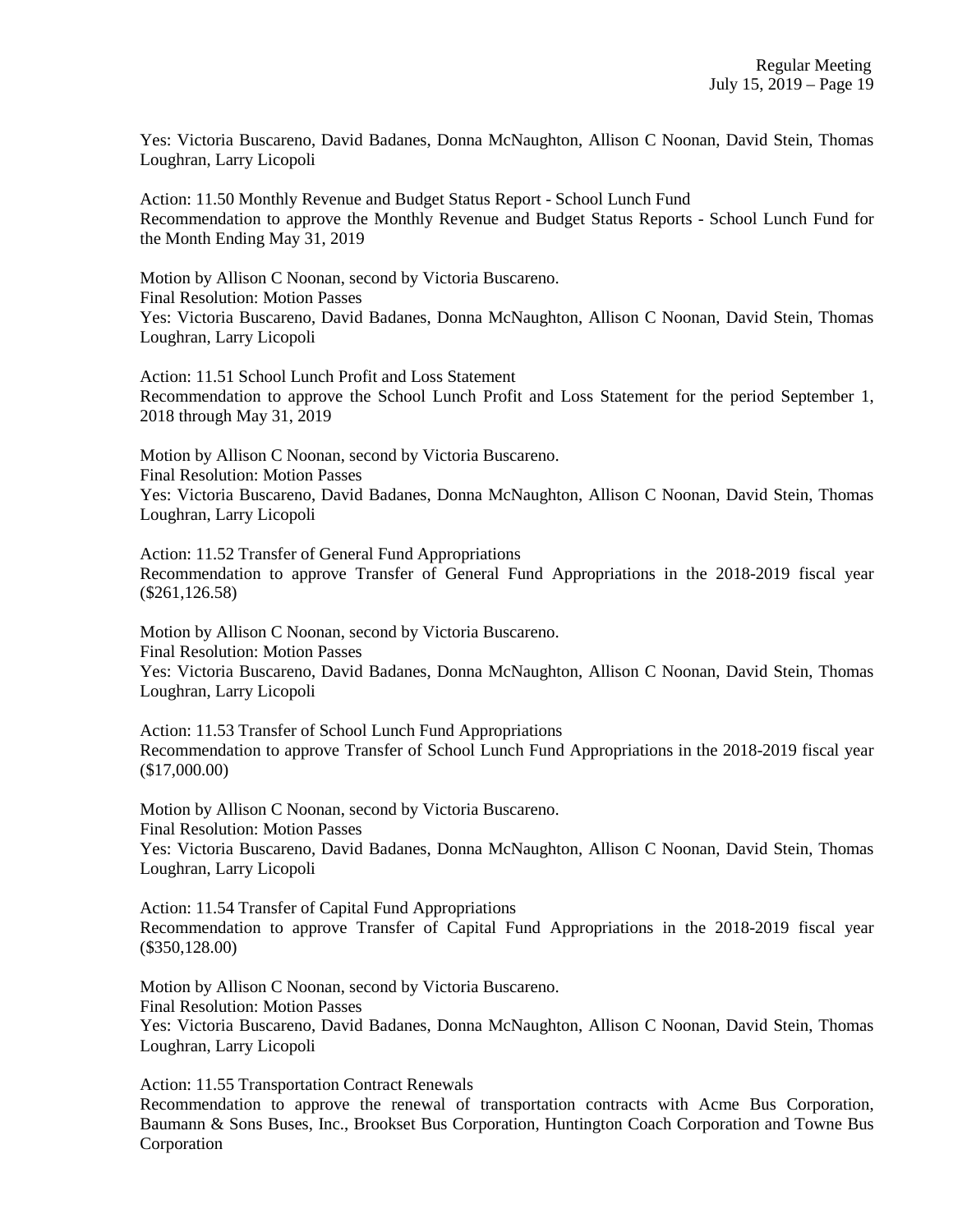Yes: Victoria Buscareno, David Badanes, Donna McNaughton, Allison C Noonan, David Stein, Thomas Loughran, Larry Licopoli

Action: 11.50 Monthly Revenue and Budget Status Report - School Lunch Fund
Recommendation to approve the Monthly Revenue and Budget Status Reports - School Lunch Fund for the Month Ending May 31, 2019

Motion by Allison C Noonan, second by Victoria Buscareno.
Final Resolution: Motion Passes
Yes: Victoria Buscareno, David Badanes, Donna McNaughton, Allison C Noonan, David Stein, Thomas Loughran, Larry Licopoli

Action: 11.51 School Lunch Profit and Loss Statement
Recommendation to approve the School Lunch Profit and Loss Statement for the period September 1, 2018 through May 31, 2019

Motion by Allison C Noonan, second by Victoria Buscareno.
Final Resolution: Motion Passes
Yes: Victoria Buscareno, David Badanes, Donna McNaughton, Allison C Noonan, David Stein, Thomas Loughran, Larry Licopoli

Action: 11.52 Transfer of General Fund Appropriations
Recommendation to approve Transfer of General Fund Appropriations in the 2018-2019 fiscal year ($261,126.58)

Motion by Allison C Noonan, second by Victoria Buscareno.
Final Resolution: Motion Passes
Yes: Victoria Buscareno, David Badanes, Donna McNaughton, Allison C Noonan, David Stein, Thomas Loughran, Larry Licopoli

Action: 11.53 Transfer of School Lunch Fund Appropriations
Recommendation to approve Transfer of School Lunch Fund Appropriations in the 2018-2019 fiscal year ($17,000.00)

Motion by Allison C Noonan, second by Victoria Buscareno.
Final Resolution: Motion Passes
Yes: Victoria Buscareno, David Badanes, Donna McNaughton, Allison C Noonan, David Stein, Thomas Loughran, Larry Licopoli

Action: 11.54 Transfer of Capital Fund Appropriations
Recommendation to approve Transfer of Capital Fund Appropriations in the 2018-2019 fiscal year ($350,128.00)

Motion by Allison C Noonan, second by Victoria Buscareno.
Final Resolution: Motion Passes
Yes: Victoria Buscareno, David Badanes, Donna McNaughton, Allison C Noonan, David Stein, Thomas Loughran, Larry Licopoli

Action: 11.55 Transportation Contract Renewals
Recommendation to approve the renewal of transportation contracts with Acme Bus Corporation, Baumann & Sons Buses, Inc., Brookset Bus Corporation, Huntington Coach Corporation and Towne Bus Corporation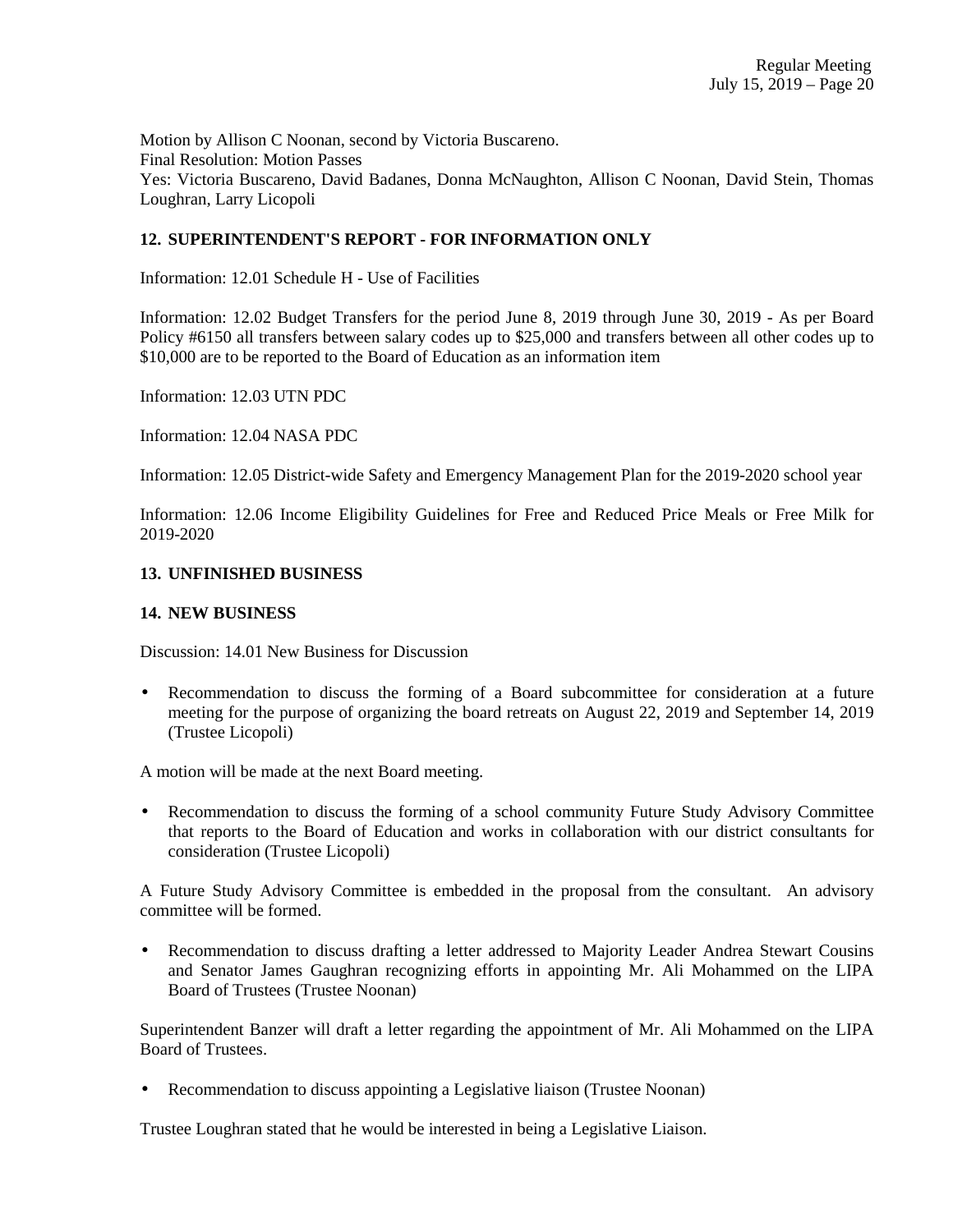Motion by Allison C Noonan, second by Victoria Buscareno.
Final Resolution: Motion Passes
Yes: Victoria Buscareno, David Badanes, Donna McNaughton, Allison C Noonan, David Stein, Thomas Loughran, Larry Licopoli

## 12. SUPERINTENDENT'S REPORT - FOR INFORMATION ONLY

Information: 12.01 Schedule H - Use of Facilities

Information: 12.02 Budget Transfers for the period June 8, 2019 through June 30, 2019 - As per Board Policy #6150 all transfers between salary codes up to $25,000 and transfers between all other codes up to $10,000 are to be reported to the Board of Education as an information item

Information: 12.03 UTN PDC

Information: 12.04 NASA PDC

Information: 12.05 District-wide Safety and Emergency Management Plan for the 2019-2020 school year

Information: 12.06 Income Eligibility Guidelines for Free and Reduced Price Meals or Free Milk for 2019-2020

## 13. UNFINISHED BUSINESS

## 14. NEW BUSINESS

Discussion: 14.01 New Business for Discussion

- Recommendation to discuss the forming of a Board subcommittee for consideration at a future meeting for the purpose of organizing the board retreats on August 22, 2019 and September 14, 2019 (Trustee Licopoli)

A motion will be made at the next Board meeting.

- Recommendation to discuss the forming of a school community Future Study Advisory Committee that reports to the Board of Education and works in collaboration with our district consultants for consideration (Trustee Licopoli)

A Future Study Advisory Committee is embedded in the proposal from the consultant. An advisory committee will be formed.

- Recommendation to discuss drafting a letter addressed to Majority Leader Andrea Stewart Cousins and Senator James Gaughran recognizing efforts in appointing Mr. Ali Mohammed on the LIPA Board of Trustees (Trustee Noonan)

Superintendent Banzer will draft a letter regarding the appointment of Mr. Ali Mohammed on the LIPA Board of Trustees.

- Recommendation to discuss appointing a Legislative liaison (Trustee Noonan)

Trustee Loughran stated that he would be interested in being a Legislative Liaison.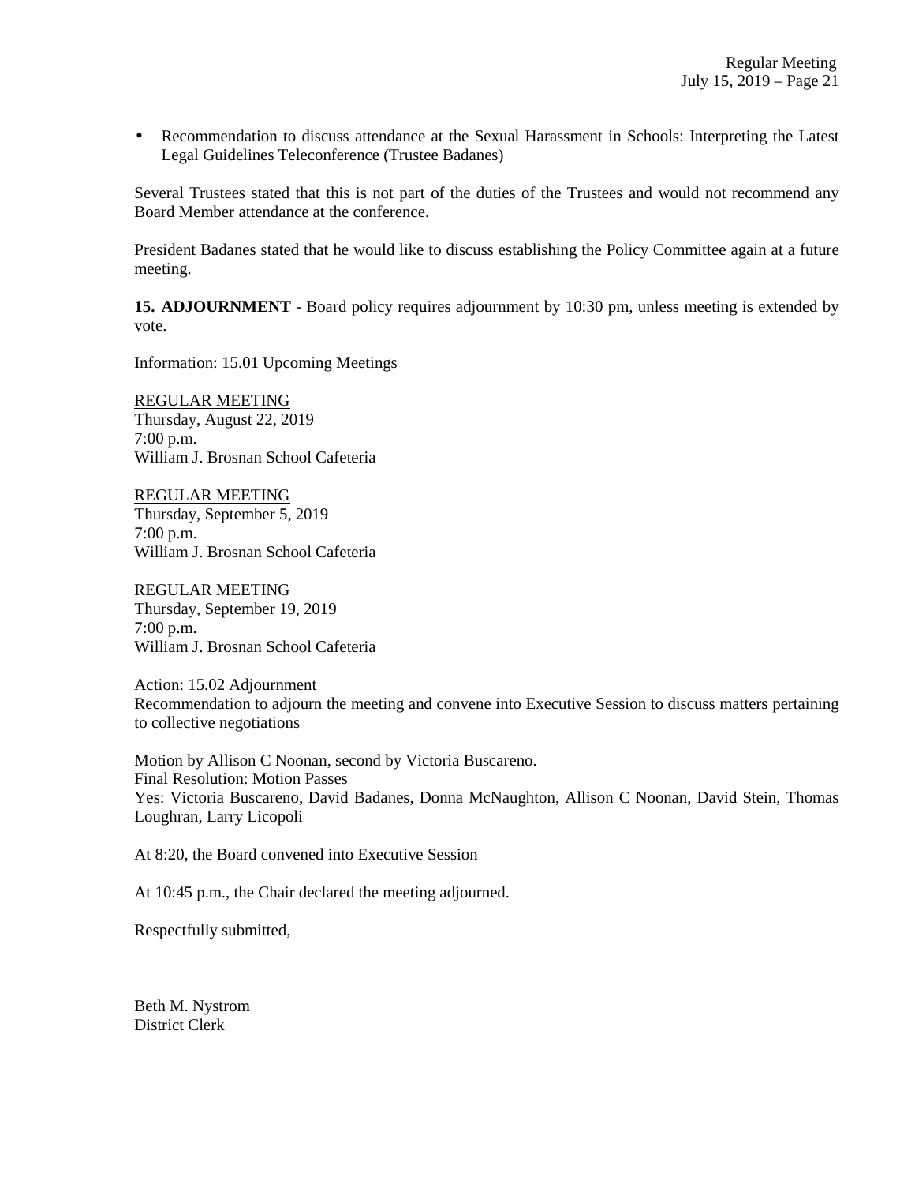- Recommendation to discuss attendance at the Sexual Harassment in Schools: Interpreting the Latest Legal Guidelines Teleconference (Trustee Badanes)

Several Trustees stated that this is not part of the duties of the Trustees and would not recommend any Board Member attendance at the conference.

President Badanes stated that he would like to discuss establishing the Policy Committee again at a future meeting.

**15. ADJOURNMENT** - Board policy requires adjournment by 10:30 pm, unless meeting is extended by vote.

Information: 15.01 Upcoming Meetings

<u>REGULAR MEETING</u>
Thursday, August 22, 2019
7:00 p.m.
William J. Brosnan School Cafeteria

<u>REGULAR MEETING</u>
Thursday, September 5, 2019
7:00 p.m.
William J. Brosnan School Cafeteria

<u>REGULAR MEETING</u>
Thursday, September 19, 2019
7:00 p.m.
William J. Brosnan School Cafeteria

Action: 15.02 Adjournment
Recommendation to adjourn the meeting and convene into Executive Session to discuss matters pertaining to collective negotiations

Motion by Allison C Noonan, second by Victoria Buscareno.
Final Resolution: Motion Passes
Yes: Victoria Buscareno, David Badanes, Donna McNaughton, Allison C Noonan, David Stein, Thomas Loughran, Larry Licopoli

At 8:20, the Board convened into Executive Session

At 10:45 p.m., the Chair declared the meeting adjourned.

Respectfully submitted,

Beth M. Nystrom
District Clerk